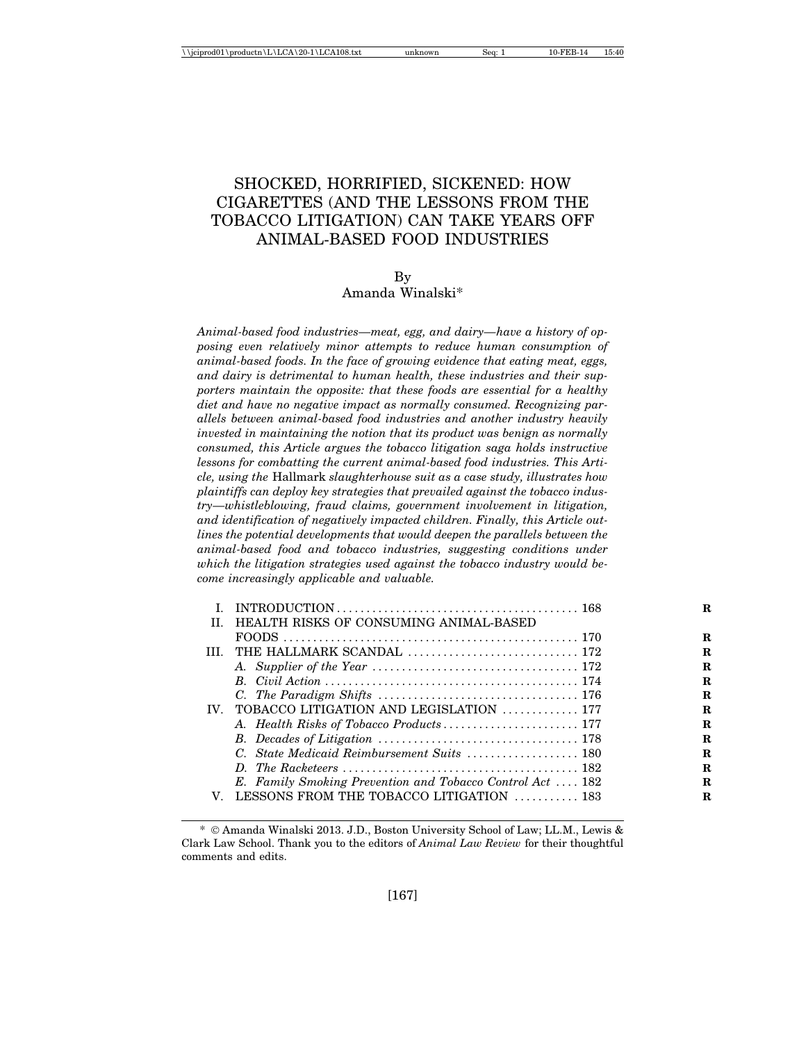# SHOCKED, HORRIFIED, SICKENED: HOW CIGARETTES (AND THE LESSONS FROM THE TOBACCO LITIGATION) CAN TAKE YEARS OFF ANIMAL-BASED FOOD INDUSTRIES

By
Amanda Winalski*

*Animal-based food industries—meat, egg, and dairy—have a history of opposing even relatively minor attempts to reduce human consumption of animal-based foods. In the face of growing evidence that eating meat, eggs, and dairy is detrimental to human health, these industries and their supporters maintain the opposite: that these foods are essential for a healthy diet and have no negative impact as normally consumed. Recognizing parallels between animal-based food industries and another industry heavily invested in maintaining the notion that its product was benign as normally consumed, this Article argues the tobacco litigation saga holds instructive lessons for combatting the current animal-based food industries. This Article, using the* Hallmark *slaughterhouse suit as a case study, illustrates how plaintiffs can deploy key strategies that prevailed against the tobacco industry—whistleblowing, fraud claims, government involvement in litigation, and identification of negatively impacted children. Finally, this Article outlines the potential developments that would deepen the parallels between the animal-based food and tobacco industries, suggesting conditions under which the litigation strategies used against the tobacco industry would become increasingly applicable and valuable.*

I. INTRODUCTION ........................................ 168
II. HEALTH RISKS OF CONSUMING ANIMAL-BASED FOODS ................................................ 170
III. THE HALLMARK SCANDAL ............................ 172
  *A. Supplier of the Year* .................................. 172
  *B. Civil Action* ............................................ 174
  *C. The Paradigm Shifts* ................................. 176
IV. TOBACCO LITIGATION AND LEGISLATION ............. 177
  *A. Health Risks of Tobacco Products* ....................... 177
  *B. Decades of Litigation* ................................. 178
  *C. State Medicaid Reimbursement Suits* ................... 180
  *D. The Racketeers* ........................................ 182
  *E. Family Smoking Prevention and Tobacco Control Act* .... 182
V. LESSONS FROM THE TOBACCO LITIGATION ........... 183

---

\* © Amanda Winalski 2013. J.D., Boston University School of Law; LL.M., Lewis & Clark Law School. Thank you to the editors of *Animal Law Review* for their thoughtful comments and edits.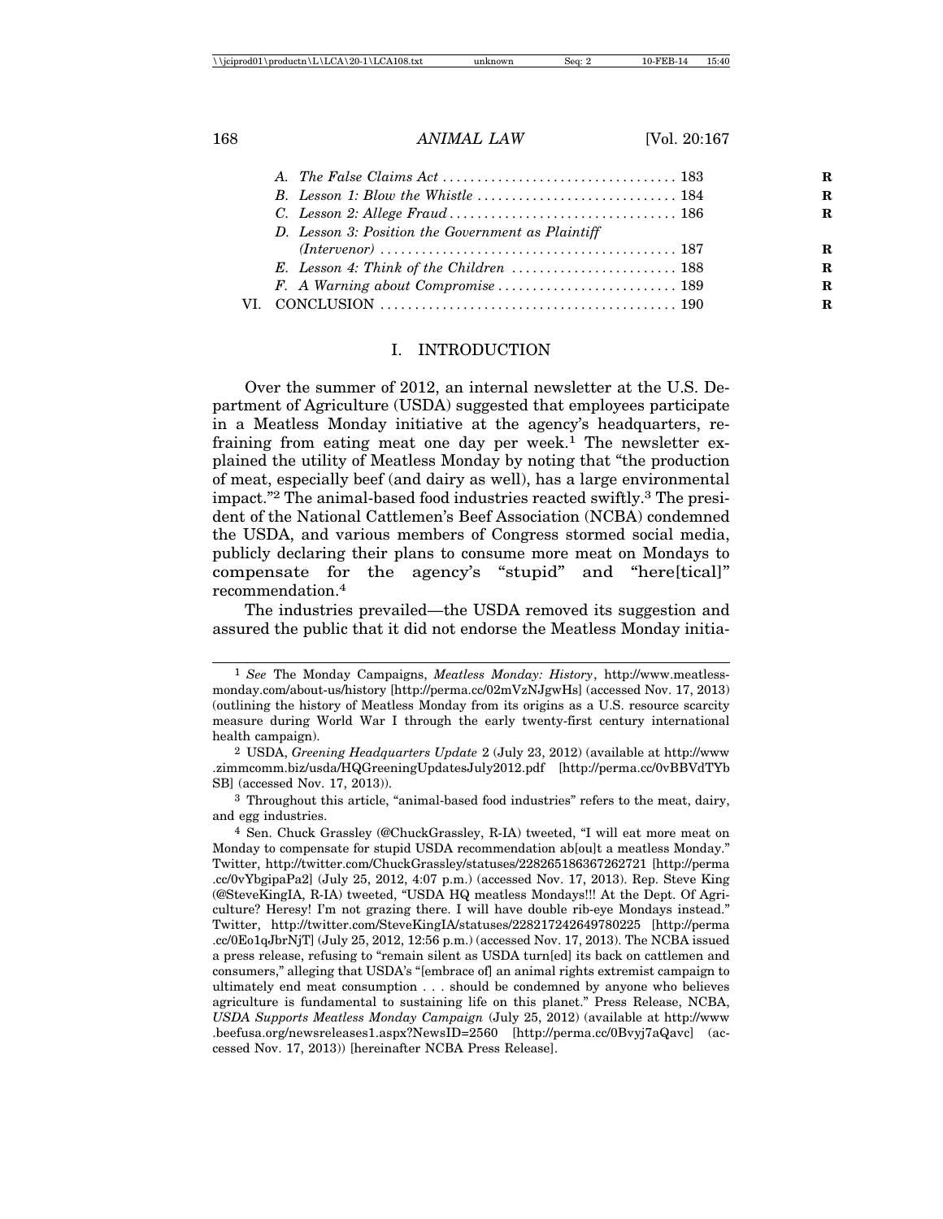A. *The False Claims Act* .................................. 183
B. *Lesson 1: Blow the Whistle* ............................ 184
C. *Lesson 2: Allege Fraud* ................................ 186
D. *Lesson 3: Position the Government as Plaintiff (Intervenor)* .......................................... 187
E. *Lesson 4: Think of the Children* ........................ 188
F. *A Warning about Compromise* .......................... 189

VI. CONCLUSION .......................................... 190

## I. INTRODUCTION

Over the summer of 2012, an internal newsletter at the U.S. Department of Agriculture (USDA) suggested that employees participate in a Meatless Monday initiative at the agency's headquarters, refraining from eating meat one day per week.[1] The newsletter explained the utility of Meatless Monday by noting that "the production of meat, especially beef (and dairy as well), has a large environmental impact."[2] The animal-based food industries reacted swiftly.[3] The president of the National Cattlemen's Beef Association (NCBA) condemned the USDA, and various members of Congress stormed social media, publicly declaring their plans to consume more meat on Mondays to compensate for the agency's "stupid" and "here[tical]" recommendation.[4]

The industries prevailed—the USDA removed its suggestion and assured the public that it did not endorse the Meatless Monday initia-

---

[1] *See* The Monday Campaigns, *Meatless Monday: History*, http://www.meatlessmonday.com/about-us/history [http://perma.cc/02mVzNJgwHs] (accessed Nov. 17, 2013) (outlining the history of Meatless Monday from its origins as a U.S. resource scarcity measure during World War I through the early twenty-first century international health campaign).

[2] USDA, *Greening Headquarters Update* 2 (July 23, 2012) (available at http://www.zimmcomm.biz/usda/HQGreeningUpdatesJuly2012.pdf [http://perma.cc/0vBBVdTYbSB] (accessed Nov. 17, 2013)).

[3] Throughout this article, "animal-based food industries" refers to the meat, dairy, and egg industries.

[4] Sen. Chuck Grassley (@ChuckGrassley, R-IA) tweeted, "I will eat more meat on Monday to compensate for stupid USDA recommendation ab[ou]t a meatless Monday." Twitter, http://twitter.com/ChuckGrassley/statuses/228265186367262721 [http://perma.cc/0vYbgipaPa2] (July 25, 2012, 4:07 p.m.) (accessed Nov. 17, 2013). Rep. Steve King (@SteveKingIA, R-IA) tweeted, "USDA HQ meatless Mondays!!! At the Dept. Of Agriculture? Heresy! I'm not grazing there. I will have double rib-eye Mondays instead." Twitter, http://twitter.com/SteveKingIA/statuses/228217242649780225 [http://perma.cc/0Eo1qJbrNjT] (July 25, 2012, 12:56 p.m.) (accessed Nov. 17, 2013). The NCBA issued a press release, refusing to "remain silent as USDA turn[ed] its back on cattlemen and consumers," alleging that USDA's "[embrace of] an animal rights extremist campaign to ultimately end meat consumption . . . should be condemned by anyone who believes agriculture is fundamental to sustaining life on this planet." Press Release, NCBA, *USDA Supports Meatless Monday Campaign* (July 25, 2012) (available at http://www.beefusa.org/newsreleases1.aspx?NewsID=2560 [http://perma.cc/0Bvyj7aQavc] (accessed Nov. 17, 2013)) [hereinafter NCBA Press Release].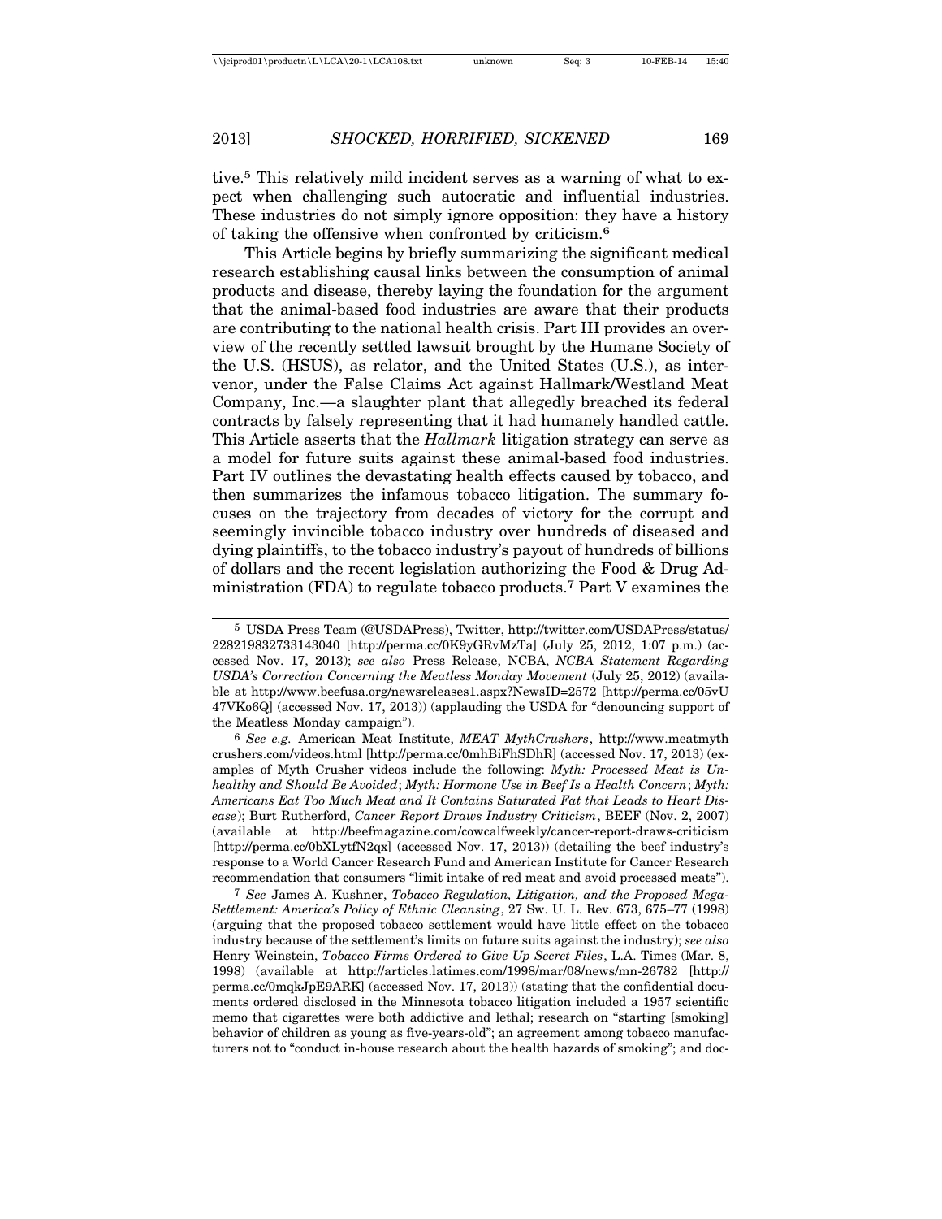tive.[5] This relatively mild incident serves as a warning of what to expect when challenging such autocratic and influential industries. These industries do not simply ignore opposition: they have a history of taking the offensive when confronted by criticism.[6]

This Article begins by briefly summarizing the significant medical research establishing causal links between the consumption of animal products and disease, thereby laying the foundation for the argument that the animal-based food industries are aware that their products are contributing to the national health crisis. Part III provides an overview of the recently settled lawsuit brought by the Humane Society of the U.S. (HSUS), as relator, and the United States (U.S.), as intervenor, under the False Claims Act against Hallmark/Westland Meat Company, Inc.—a slaughter plant that allegedly breached its federal contracts by falsely representing that it had humanely handled cattle. This Article asserts that the *Hallmark* litigation strategy can serve as a model for future suits against these animal-based food industries. Part IV outlines the devastating health effects caused by tobacco, and then summarizes the infamous tobacco litigation. The summary focuses on the trajectory from decades of victory for the corrupt and seemingly invincible tobacco industry over hundreds of diseased and dying plaintiffs, to the tobacco industry's payout of hundreds of billions of dollars and the recent legislation authorizing the Food & Drug Administration (FDA) to regulate tobacco products.[7] Part V examines the

---

[5] USDA Press Team (@USDAPress), Twitter, http://twitter.com/USDAPress/status/228219832733143040 [http://perma.cc/0K9yGRvMzTa] (July 25, 2012, 1:07 p.m.) (accessed Nov. 17, 2013); *see also* Press Release, NCBA, *NCBA Statement Regarding USDA's Correction Concerning the Meatless Monday Movement* (July 25, 2012) (available at http://www.beefusa.org/newsreleases1.aspx?NewsID=2572 [http://perma.cc/05vU47VKo6Q] (accessed Nov. 17, 2013)) (applauding the USDA for "denouncing support of the Meatless Monday campaign").

[6] *See e.g.* American Meat Institute, *MEAT MythCrushers*, http://www.meatmythcrushers.com/videos.html [http://perma.cc/0mhBiFhSDhR] (accessed Nov. 17, 2013) (examples of Myth Crusher videos include the following: *Myth: Processed Meat is Unhealthy and Should Be Avoided*; *Myth: Hormone Use in Beef Is a Health Concern*; *Myth: Americans Eat Too Much Meat and It Contains Saturated Fat that Leads to Heart Disease*); Burt Rutherford, *Cancer Report Draws Industry Criticism*, BEEF (Nov. 2, 2007) (available at http://beefmagazine.com/cowcalfweekly/cancer-report-draws-criticism [http://perma.cc/0bXLytfN2qx] (accessed Nov. 17, 2013)) (detailing the beef industry's response to a World Cancer Research Fund and American Institute for Cancer Research recommendation that consumers "limit intake of red meat and avoid processed meats").

[7] *See* James A. Kushner, *Tobacco Regulation, Litigation, and the Proposed Mega-Settlement: America's Policy of Ethnic Cleansing*, 27 Sw. U. L. Rev. 673, 675–77 (1998) (arguing that the proposed tobacco settlement would have little effect on the tobacco industry because of the settlement's limits on future suits against the industry); *see also* Henry Weinstein, *Tobacco Firms Ordered to Give Up Secret Files*, L.A. Times (Mar. 8, 1998) (available at http://articles.latimes.com/1998/mar/08/news/mn-26782 [http://perma.cc/0mqkJpE9ARK] (accessed Nov. 17, 2013)) (stating that the confidential documents ordered disclosed in the Minnesota tobacco litigation included a 1957 scientific memo that cigarettes were both addictive and lethal; research on "starting [smoking] behavior of children as young as five-years-old"; an agreement among tobacco manufacturers not to "conduct in-house research about the health hazards of smoking"; and doc-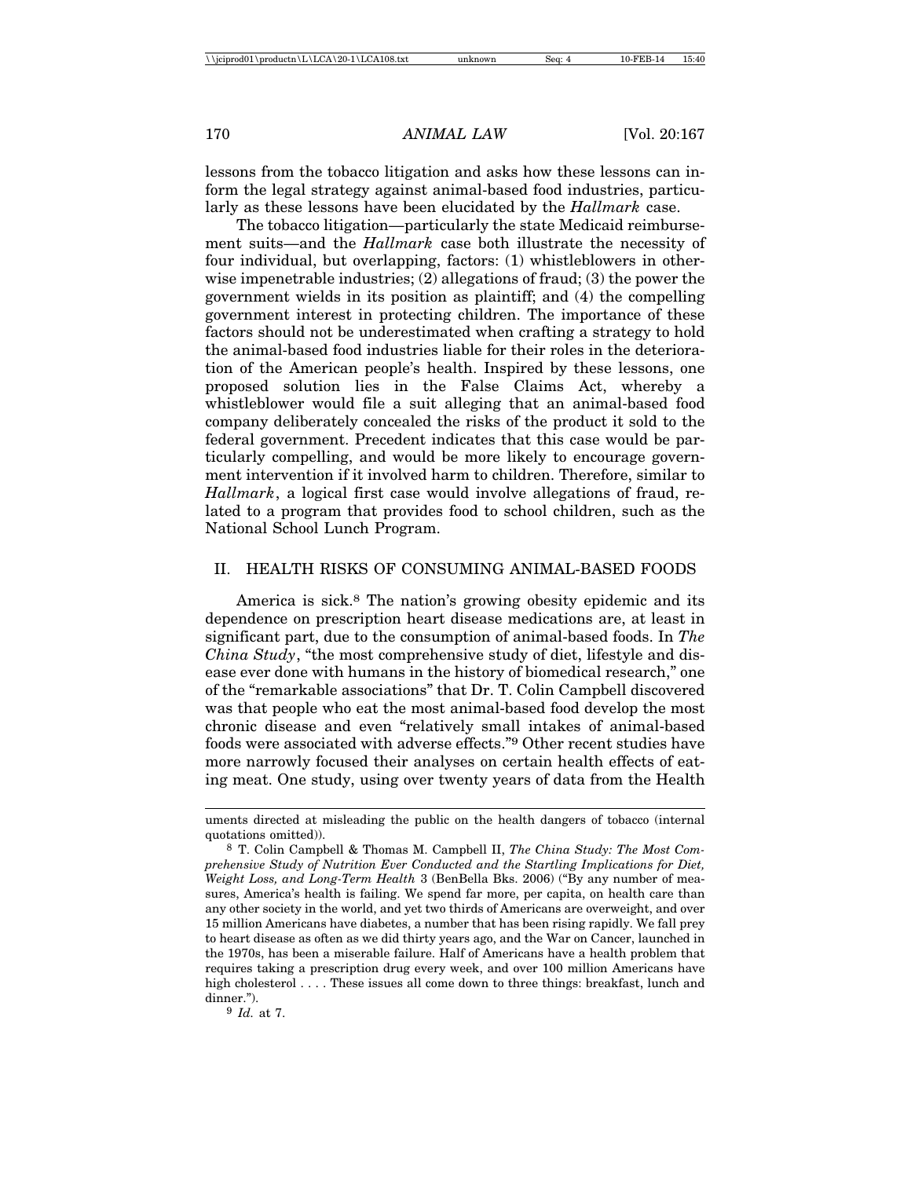lessons from the tobacco litigation and asks how these lessons can inform the legal strategy against animal-based food industries, particularly as these lessons have been elucidated by the *Hallmark* case.

The tobacco litigation—particularly the state Medicaid reimbursement suits—and the *Hallmark* case both illustrate the necessity of four individual, but overlapping, factors: (1) whistleblowers in otherwise impenetrable industries; (2) allegations of fraud; (3) the power the government wields in its position as plaintiff; and (4) the compelling government interest in protecting children. The importance of these factors should not be underestimated when crafting a strategy to hold the animal-based food industries liable for their roles in the deterioration of the American people's health. Inspired by these lessons, one proposed solution lies in the False Claims Act, whereby a whistleblower would file a suit alleging that an animal-based food company deliberately concealed the risks of the product it sold to the federal government. Precedent indicates that this case would be particularly compelling, and would be more likely to encourage government intervention if it involved harm to children. Therefore, similar to *Hallmark*, a logical first case would involve allegations of fraud, related to a program that provides food to school children, such as the National School Lunch Program.

## II. HEALTH RISKS OF CONSUMING ANIMAL-BASED FOODS

America is sick.[8] The nation's growing obesity epidemic and its dependence on prescription heart disease medications are, at least in significant part, due to the consumption of animal-based foods. In *The China Study*, "the most comprehensive study of diet, lifestyle and disease ever done with humans in the history of biomedical research," one of the "remarkable associations" that Dr. T. Colin Campbell discovered was that people who eat the most animal-based food develop the most chronic disease and even "relatively small intakes of animal-based foods were associated with adverse effects."[9] Other recent studies have more narrowly focused their analyses on certain health effects of eating meat. One study, using over twenty years of data from the Health

---

uments directed at misleading the public on the health dangers of tobacco (internal quotations omitted)).

[8] T. Colin Campbell & Thomas M. Campbell II, *The China Study: The Most Comprehensive Study of Nutrition Ever Conducted and the Startling Implications for Diet, Weight Loss, and Long-Term Health* 3 (BenBella Bks. 2006) ("By any number of measures, America's health is failing. We spend far more, per capita, on health care than any other society in the world, and yet two thirds of Americans are overweight, and over 15 million Americans have diabetes, a number that has been rising rapidly. We fall prey to heart disease as often as we did thirty years ago, and the War on Cancer, launched in the 1970s, has been a miserable failure. Half of Americans have a health problem that requires taking a prescription drug every week, and over 100 million Americans have high cholesterol . . . . These issues all come down to three things: breakfast, lunch and dinner.").

[9] *Id.* at 7.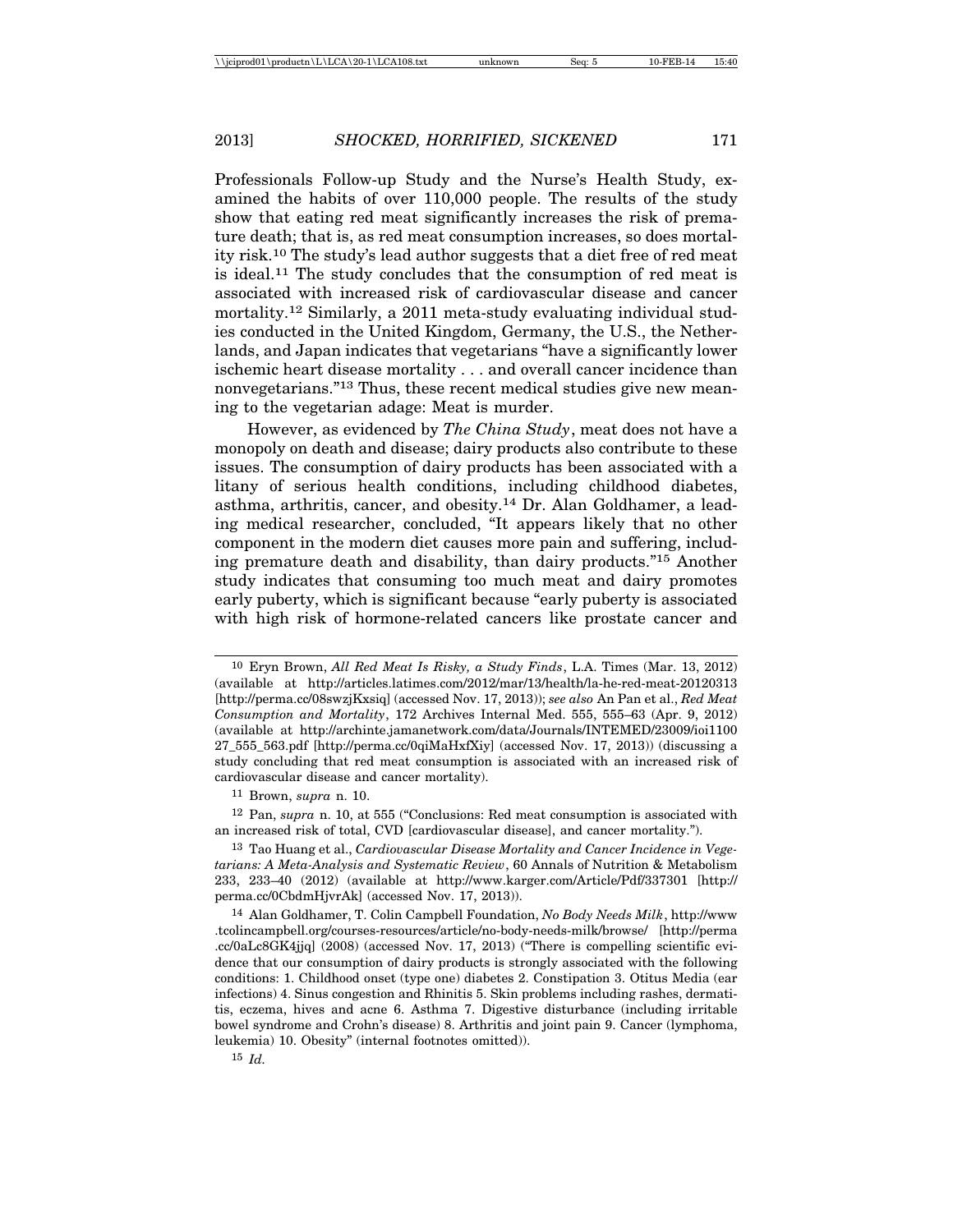Professionals Follow-up Study and the Nurse's Health Study, examined the habits of over 110,000 people. The results of the study show that eating red meat significantly increases the risk of premature death; that is, as red meat consumption increases, so does mortality risk.[10] The study's lead author suggests that a diet free of red meat is ideal.[11] The study concludes that the consumption of red meat is associated with increased risk of cardiovascular disease and cancer mortality.[12] Similarly, a 2011 meta-study evaluating individual studies conducted in the United Kingdom, Germany, the U.S., the Netherlands, and Japan indicates that vegetarians "have a significantly lower ischemic heart disease mortality . . . and overall cancer incidence than nonvegetarians."[13] Thus, these recent medical studies give new meaning to the vegetarian adage: Meat is murder.

However, as evidenced by *The China Study*, meat does not have a monopoly on death and disease; dairy products also contribute to these issues. The consumption of dairy products has been associated with a litany of serious health conditions, including childhood diabetes, asthma, arthritis, cancer, and obesity.[14] Dr. Alan Goldhamer, a leading medical researcher, concluded, "It appears likely that no other component in the modern diet causes more pain and suffering, including premature death and disability, than dairy products."[15] Another study indicates that consuming too much meat and dairy promotes early puberty, which is significant because "early puberty is associated with high risk of hormone-related cancers like prostate cancer and

---

[10] Eryn Brown, *All Red Meat Is Risky, a Study Finds*, L.A. Times (Mar. 13, 2012) (available at http://articles.latimes.com/2012/mar/13/health/la-he-red-meat-20120313 [http://perma.cc/08swzjKxsiq] (accessed Nov. 17, 2013)); *see also* An Pan et al., *Red Meat Consumption and Mortality*, 172 Archives Internal Med. 555, 555–63 (Apr. 9, 2012) (available at http://archinte.jamanetwork.com/data/Journals/INTEMED/23009/ioi110027_555_563.pdf [http://perma.cc/0qiMaHxfXiy] (accessed Nov. 17, 2013)) (discussing a study concluding that red meat consumption is associated with an increased risk of cardiovascular disease and cancer mortality).

[11] Brown, *supra* n. 10.

[12] Pan, *supra* n. 10, at 555 ("Conclusions: Red meat consumption is associated with an increased risk of total, CVD [cardiovascular disease], and cancer mortality.").

[13] Tao Huang et al., *Cardiovascular Disease Mortality and Cancer Incidence in Vegetarians: A Meta-Analysis and Systematic Review*, 60 Annals of Nutrition & Metabolism 233, 233–40 (2012) (available at http://www.karger.com/Article/Pdf/337301 [http://perma.cc/0CbdmHjvrAk] (accessed Nov. 17, 2013)).

[14] Alan Goldhamer, T. Colin Campbell Foundation, *No Body Needs Milk*, http://www.tcolincampbell.org/courses-resources/article/no-body-needs-milk/browse/ [http://perma.cc/0aLc8GK4jjq] (2008) (accessed Nov. 17, 2013) ("There is compelling scientific evidence that our consumption of dairy products is strongly associated with the following conditions: 1. Childhood onset (type one) diabetes 2. Constipation 3. Otitus Media (ear infections) 4. Sinus congestion and Rhinitis 5. Skin problems including rashes, dermatitis, eczema, hives and acne 6. Asthma 7. Digestive disturbance (including irritable bowel syndrome and Crohn's disease) 8. Arthritis and joint pain 9. Cancer (lymphoma, leukemia) 10. Obesity" (internal footnotes omitted)).

[15] *Id.*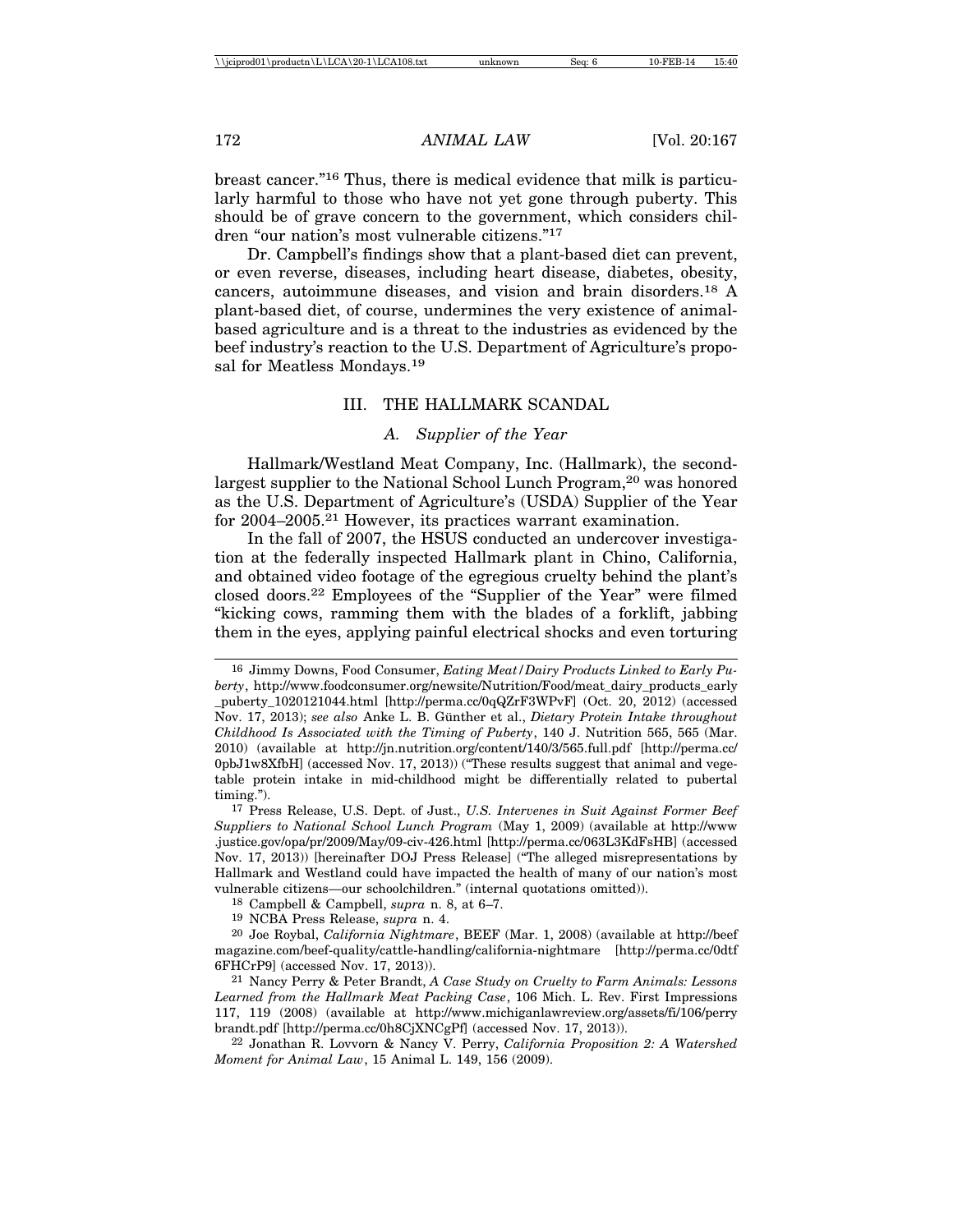breast cancer."[16] Thus, there is medical evidence that milk is particularly harmful to those who have not yet gone through puberty. This should be of grave concern to the government, which considers children "our nation's most vulnerable citizens."[17]

Dr. Campbell's findings show that a plant-based diet can prevent, or even reverse, diseases, including heart disease, diabetes, obesity, cancers, autoimmune diseases, and vision and brain disorders.[18] A plant-based diet, of course, undermines the very existence of animal-based agriculture and is a threat to the industries as evidenced by the beef industry's reaction to the U.S. Department of Agriculture's proposal for Meatless Mondays.[19]

## III. THE HALLMARK SCANDAL

### A. *Supplier of the Year*

Hallmark/Westland Meat Company, Inc. (Hallmark), the second-largest supplier to the National School Lunch Program,[20] was honored as the U.S. Department of Agriculture's (USDA) Supplier of the Year for 2004–2005.[21] However, its practices warrant examination.

In the fall of 2007, the HSUS conducted an undercover investigation at the federally inspected Hallmark plant in Chino, California, and obtained video footage of the egregious cruelty behind the plant's closed doors.[22] Employees of the "Supplier of the Year" were filmed "kicking cows, ramming them with the blades of a forklift, jabbing them in the eyes, applying painful electrical shocks and even torturing

---

16 Jimmy Downs, Food Consumer, *Eating Meat/Dairy Products Linked to Early Puberty*, http://www.foodconsumer.org/newsite/Nutrition/Food/meat_dairy_products_early_puberty_1020121044.html [http://perma.cc/0qQZrF3WPvF] (Oct. 20, 2012) (accessed Nov. 17, 2013); *see also* Anke L. B. Günther et al., *Dietary Protein Intake throughout Childhood Is Associated with the Timing of Puberty*, 140 J. Nutrition 565, 565 (Mar. 2010) (available at http://jn.nutrition.org/content/140/3/565.full.pdf [http://perma.cc/0pbJ1w8XfbH] (accessed Nov. 17, 2013)) ("These results suggest that animal and vegetable protein intake in mid-childhood might be differentially related to pubertal timing.").

17 Press Release, U.S. Dept. of Just., *U.S. Intervenes in Suit Against Former Beef Suppliers to National School Lunch Program* (May 1, 2009) (available at http://www.justice.gov/opa/pr/2009/May/09-civ-426.html [http://perma.cc/063L3KdFsHB] (accessed Nov. 17, 2013)) [hereinafter DOJ Press Release] ("The alleged misrepresentations by Hallmark and Westland could have impacted the health of many of our nation's most vulnerable citizens—our schoolchildren." (internal quotations omitted)).

18 Campbell & Campbell, *supra* n. 8, at 6–7.

19 NCBA Press Release, *supra* n. 4.

20 Joe Roybal, *California Nightmare*, BEEF (Mar. 1, 2008) (available at http://beefmagazine.com/beef-quality/cattle-handling/california-nightmare [http://perma.cc/0dtf6FHCrP9] (accessed Nov. 17, 2013)).

21 Nancy Perry & Peter Brandt, *A Case Study on Cruelty to Farm Animals: Lessons Learned from the Hallmark Meat Packing Case*, 106 Mich. L. Rev. First Impressions 117, 119 (2008) (available at http://www.michiganlawreview.org/assets/fi/106/perrybrandt.pdf [http://perma.cc/0h8CjXNCgPf] (accessed Nov. 17, 2013)).

22 Jonathan R. Lovvorn & Nancy V. Perry, *California Proposition 2: A Watershed Moment for Animal Law*, 15 Animal L. 149, 156 (2009).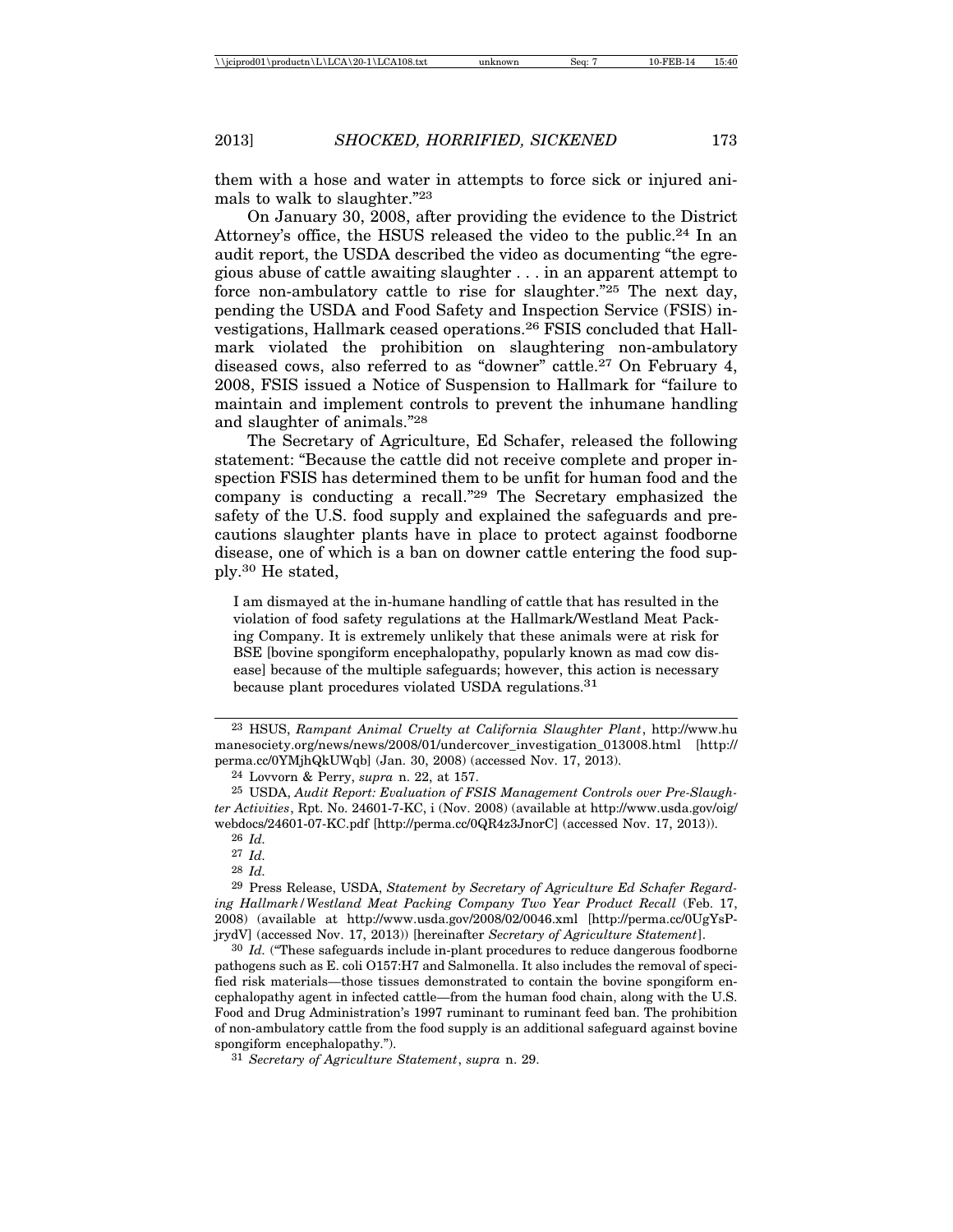them with a hose and water in attempts to force sick or injured animals to walk to slaughter."[23]

On January 30, 2008, after providing the evidence to the District Attorney's office, the HSUS released the video to the public.[24] In an audit report, the USDA described the video as documenting "the egregious abuse of cattle awaiting slaughter . . . in an apparent attempt to force non-ambulatory cattle to rise for slaughter."[25] The next day, pending the USDA and Food Safety and Inspection Service (FSIS) investigations, Hallmark ceased operations.[26] FSIS concluded that Hallmark violated the prohibition on slaughtering non-ambulatory diseased cows, also referred to as "downer" cattle.[27] On February 4, 2008, FSIS issued a Notice of Suspension to Hallmark for "failure to maintain and implement controls to prevent the inhumane handling and slaughter of animals."[28]

The Secretary of Agriculture, Ed Schafer, released the following statement: "Because the cattle did not receive complete and proper inspection FSIS has determined them to be unfit for human food and the company is conducting a recall."[29] The Secretary emphasized the safety of the U.S. food supply and explained the safeguards and precautions slaughter plants have in place to protect against foodborne disease, one of which is a ban on downer cattle entering the food supply.[30] He stated,

> I am dismayed at the in-humane handling of cattle that has resulted in the violation of food safety regulations at the Hallmark/Westland Meat Packing Company. It is extremely unlikely that these animals were at risk for BSE [bovine spongiform encephalopathy, popularly known as mad cow disease] because of the multiple safeguards; however, this action is necessary because plant procedures violated USDA regulations.[31]

---

[23] HSUS, *Rampant Animal Cruelty at California Slaughter Plant*, http://www.humanesociety.org/news/news/2008/01/undercover_investigation_013008.html [http://perma.cc/0YMjhQkUWqb] (Jan. 30, 2008) (accessed Nov. 17, 2013).

[24] Lovvorn & Perry, *supra* n. 22, at 157.

[25] USDA, *Audit Report: Evaluation of FSIS Management Controls over Pre-Slaughter Activities*, Rpt. No. 24601-7-KC, i (Nov. 2008) (available at http://www.usda.gov/oig/webdocs/24601-07-KC.pdf [http://perma.cc/0QR4z3JnorC] (accessed Nov. 17, 2013)).

[26] *Id.*

[27] *Id.*

[28] *Id.*

[29] Press Release, USDA, *Statement by Secretary of Agriculture Ed Schafer Regarding Hallmark/Westland Meat Packing Company Two Year Product Recall* (Feb. 17, 2008) (available at http://www.usda.gov/2008/02/0046.xml [http://perma.cc/0UgYsPjrydV] (accessed Nov. 17, 2013)) [hereinafter *Secretary of Agriculture Statement*].

[30] *Id.* ("These safeguards include in-plant procedures to reduce dangerous foodborne pathogens such as E. coli O157:H7 and Salmonella. It also includes the removal of specified risk materials—those tissues demonstrated to contain the bovine spongiform encephalopathy agent in infected cattle—from the human food chain, along with the U.S. Food and Drug Administration's 1997 ruminant to ruminant feed ban. The prohibition of non-ambulatory cattle from the food supply is an additional safeguard against bovine spongiform encephalopathy.").

[31] *Secretary of Agriculture Statement*, *supra* n. 29.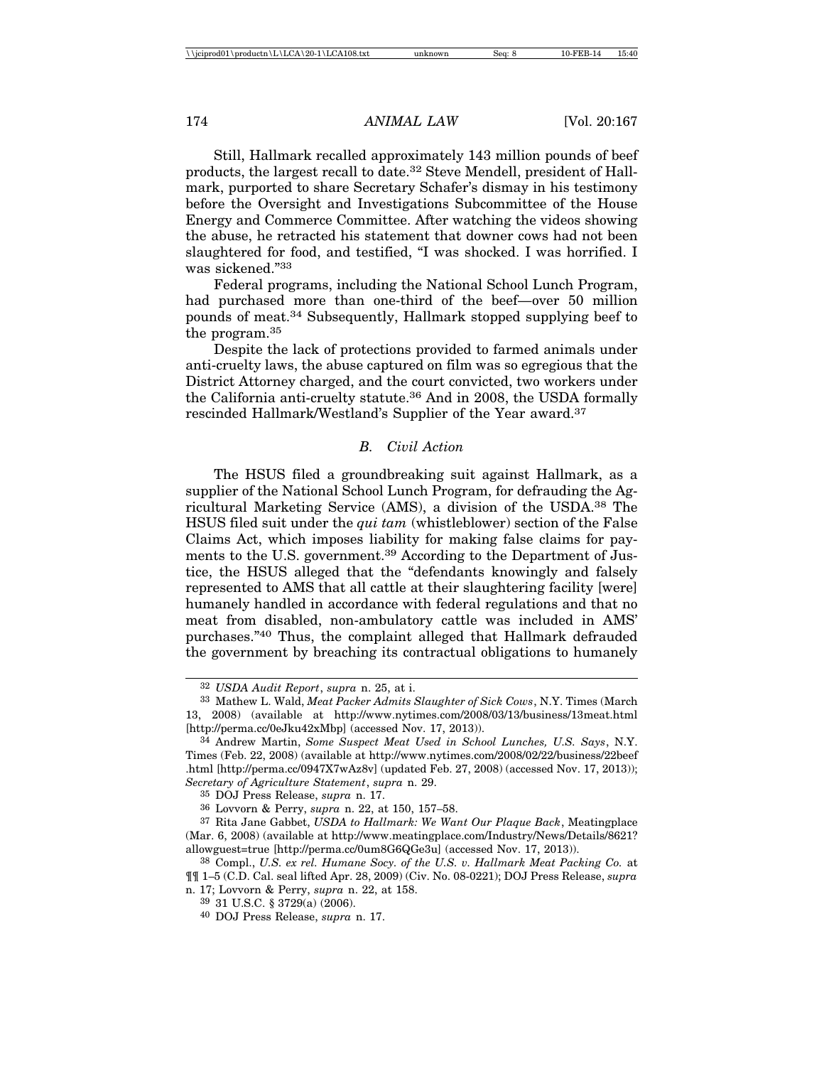Still, Hallmark recalled approximately 143 million pounds of beef products, the largest recall to date.[32] Steve Mendell, president of Hallmark, purported to share Secretary Schafer's dismay in his testimony before the Oversight and Investigations Subcommittee of the House Energy and Commerce Committee. After watching the videos showing the abuse, he retracted his statement that downer cows had not been slaughtered for food, and testified, "I was shocked. I was horrified. I was sickened."[33]

Federal programs, including the National School Lunch Program, had purchased more than one-third of the beef—over 50 million pounds of meat.[34] Subsequently, Hallmark stopped supplying beef to the program.[35]

Despite the lack of protections provided to farmed animals under anti-cruelty laws, the abuse captured on film was so egregious that the District Attorney charged, and the court convicted, two workers under the California anti-cruelty statute.[36] And in 2008, the USDA formally rescinded Hallmark/Westland's Supplier of the Year award.[37]

### *B. Civil Action*

The HSUS filed a groundbreaking suit against Hallmark, as a supplier of the National School Lunch Program, for defrauding the Agricultural Marketing Service (AMS), a division of the USDA.[38] The HSUS filed suit under the *qui tam* (whistleblower) section of the False Claims Act, which imposes liability for making false claims for payments to the U.S. government.[39] According to the Department of Justice, the HSUS alleged that the "defendants knowingly and falsely represented to AMS that all cattle at their slaughtering facility [were] humanely handled in accordance with federal regulations and that no meat from disabled, non-ambulatory cattle was included in AMS' purchases."[40] Thus, the complaint alleged that Hallmark defrauded the government by breaching its contractual obligations to humanely

---

[32] *USDA Audit Report*, *supra* n. 25, at i.

[33] Mathew L. Wald, *Meat Packer Admits Slaughter of Sick Cows*, N.Y. Times (March 13, 2008) (available at http://www.nytimes.com/2008/03/13/business/13meat.html [http://perma.cc/0eJku42xMbp] (accessed Nov. 17, 2013)).

[34] Andrew Martin, *Some Suspect Meat Used in School Lunches, U.S. Says*, N.Y. Times (Feb. 22, 2008) (available at http://www.nytimes.com/2008/02/22/business/22beef.html [http://perma.cc/0947X7wAz8v] (updated Feb. 27, 2008) (accessed Nov. 17, 2013)); *Secretary of Agriculture Statement*, *supra* n. 29.

[35] DOJ Press Release, *supra* n. 17.

[36] Lovvorn & Perry, *supra* n. 22, at 150, 157–58.

[37] Rita Jane Gabbet, *USDA to Hallmark: We Want Our Plaque Back*, Meatingplace (Mar. 6, 2008) (available at http://www.meatingplace.com/Industry/News/Details/8621?allowguest=true [http://perma.cc/0um8G6QGe3u] (accessed Nov. 17, 2013)).

[38] Compl., *U.S. ex rel. Humane Socy. of the U.S. v. Hallmark Meat Packing Co.* at ¶¶ 1–5 (C.D. Cal. seal lifted Apr. 28, 2009) (Civ. No. 08-0221); DOJ Press Release, *supra* n. 17; Lovvorn & Perry, *supra* n. 22, at 158.

[39] 31 U.S.C. § 3729(a) (2006).

[40] DOJ Press Release, *supra* n. 17.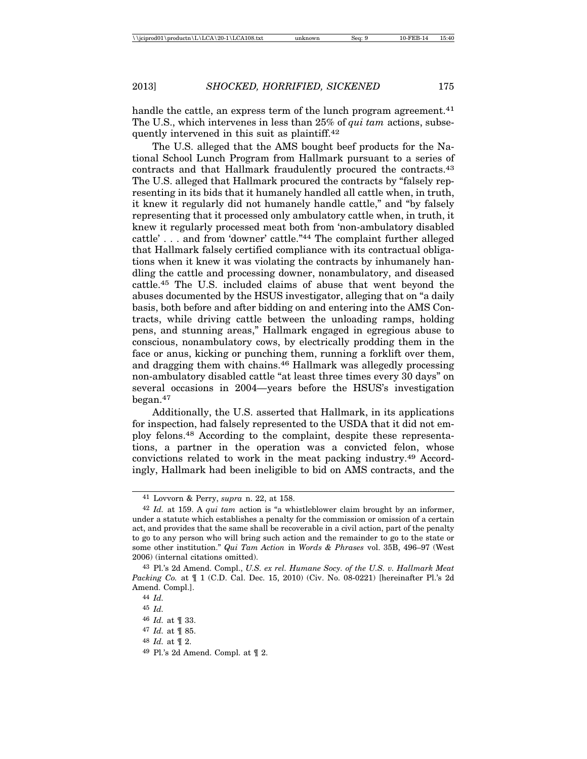handle the cattle, an express term of the lunch program agreement.[41] The U.S., which intervenes in less than 25% of *qui tam* actions, subsequently intervened in this suit as plaintiff.[42]

The U.S. alleged that the AMS bought beef products for the National School Lunch Program from Hallmark pursuant to a series of contracts and that Hallmark fraudulently procured the contracts.[43] The U.S. alleged that Hallmark procured the contracts by "falsely representing in its bids that it humanely handled all cattle when, in truth, it knew it regularly did not humanely handle cattle," and "by falsely representing that it processed only ambulatory cattle when, in truth, it knew it regularly processed meat both from 'non-ambulatory disabled cattle' . . . and from 'downer' cattle."[44] The complaint further alleged that Hallmark falsely certified compliance with its contractual obligations when it knew it was violating the contracts by inhumanely handling the cattle and processing downer, nonambulatory, and diseased cattle.[45] The U.S. included claims of abuse that went beyond the abuses documented by the HSUS investigator, alleging that on "a daily basis, both before and after bidding on and entering into the AMS Contracts, while driving cattle between the unloading ramps, holding pens, and stunning areas," Hallmark engaged in egregious abuse to conscious, nonambulatory cows, by electrically prodding them in the face or anus, kicking or punching them, running a forklift over them, and dragging them with chains.[46] Hallmark was allegedly processing non-ambulatory disabled cattle "at least three times every 30 days" on several occasions in 2004—years before the HSUS's investigation began.[47]

Additionally, the U.S. asserted that Hallmark, in its applications for inspection, had falsely represented to the USDA that it did not employ felons.[48] According to the complaint, despite these representations, a partner in the operation was a convicted felon, whose convictions related to work in the meat packing industry.[49] Accordingly, Hallmark had been ineligible to bid on AMS contracts, and the

---

[41] Lovvorn & Perry, *supra* n. 22, at 158.

[42] *Id.* at 159. A *qui tam* action is "a whistleblower claim brought by an informer, under a statute which establishes a penalty for the commission or omission of a certain act, and provides that the same shall be recoverable in a civil action, part of the penalty to go to any person who will bring such action and the remainder to go to the state or some other institution." *Qui Tam Action* in *Words & Phrases* vol. 35B, 496–97 (West 2006) (internal citations omitted).

[43] Pl.'s 2d Amend. Compl., *U.S. ex rel. Humane Socy. of the U.S. v. Hallmark Meat Packing Co.* at ¶ 1 (C.D. Cal. Dec. 15, 2010) (Civ. No. 08-0221) [hereinafter Pl.'s 2d Amend. Compl.].

[44] *Id.*

[45] *Id.*

[46] *Id.* at ¶ 33.

[47] *Id.* at ¶ 85.

[48] *Id.* at ¶ 2.

[49] Pl.'s 2d Amend. Compl. at ¶ 2.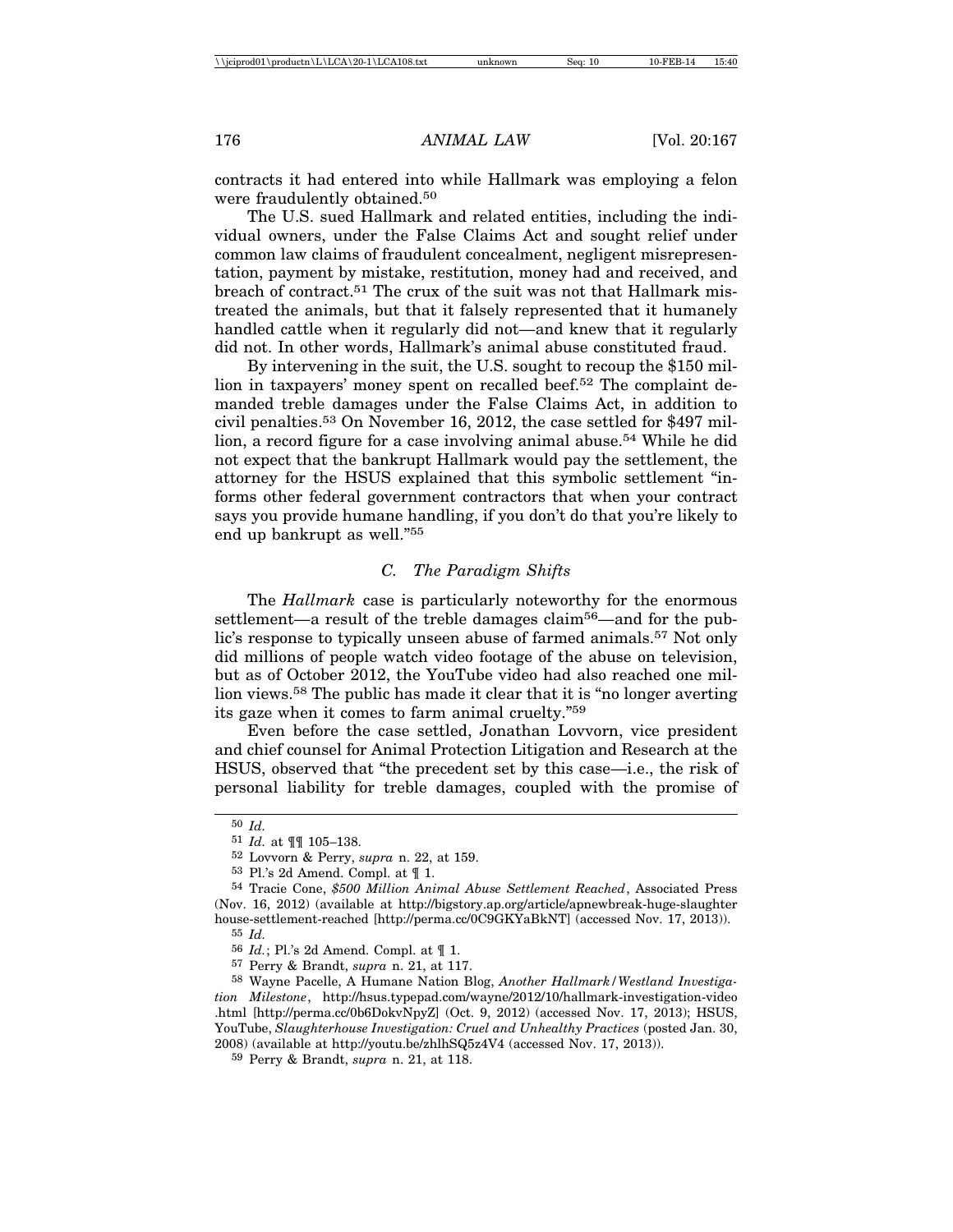contracts it had entered into while Hallmark was employing a felon were fraudulently obtained.[50]

The U.S. sued Hallmark and related entities, including the individual owners, under the False Claims Act and sought relief under common law claims of fraudulent concealment, negligent misrepresentation, payment by mistake, restitution, money had and received, and breach of contract.[51] The crux of the suit was not that Hallmark mistreated the animals, but that it falsely represented that it humanely handled cattle when it regularly did not—and knew that it regularly did not. In other words, Hallmark's animal abuse constituted fraud.

By intervening in the suit, the U.S. sought to recoup the $150 million in taxpayers' money spent on recalled beef.[52] The complaint demanded treble damages under the False Claims Act, in addition to civil penalties.[53] On November 16, 2012, the case settled for $497 million, a record figure for a case involving animal abuse.[54] While he did not expect that the bankrupt Hallmark would pay the settlement, the attorney for the HSUS explained that this symbolic settlement "informs other federal government contractors that when your contract says you provide humane handling, if you don't do that you're likely to end up bankrupt as well."[55]

### *C. The Paradigm Shifts*

The *Hallmark* case is particularly noteworthy for the enormous settlement—a result of the treble damages claim[56]—and for the public's response to typically unseen abuse of farmed animals.[57] Not only did millions of people watch video footage of the abuse on television, but as of October 2012, the YouTube video had also reached one million views.[58] The public has made it clear that it is "no longer averting its gaze when it comes to farm animal cruelty."[59]

Even before the case settled, Jonathan Lovvorn, vice president and chief counsel for Animal Protection Litigation and Research at the HSUS, observed that "the precedent set by this case—i.e., the risk of personal liability for treble damages, coupled with the promise of

---

[50] *Id.*

[51] *Id.* at ¶¶ 105–138.

[52] Lovvorn & Perry, *supra* n. 22, at 159.

[53] Pl.'s 2d Amend. Compl. at ¶ 1.

[54] Tracie Cone, *$500 Million Animal Abuse Settlement Reached*, Associated Press (Nov. 16, 2012) (available at http://bigstory.ap.org/article/apnewbreak-huge-slaughter house-settlement-reached [http://perma.cc/0C9GKYaBkNT] (accessed Nov. 17, 2013)).

[55] *Id.*

[56] *Id.*; Pl.'s 2d Amend. Compl. at ¶ 1.

[57] Perry & Brandt, *supra* n. 21, at 117.

[58] Wayne Pacelle, A Humane Nation Blog, *Another Hallmark/Westland Investigation Milestone*, http://hsus.typepad.com/wayne/2012/10/hallmark-investigation-video .html [http://perma.cc/0b6DokvNpyZ] (Oct. 9, 2012) (accessed Nov. 17, 2013); HSUS, YouTube, *Slaughterhouse Investigation: Cruel and Unhealthy Practices* (posted Jan. 30, 2008) (available at http://youtu.be/zhlhSQ5z4V4 (accessed Nov. 17, 2013)).

[59] Perry & Brandt, *supra* n. 21, at 118.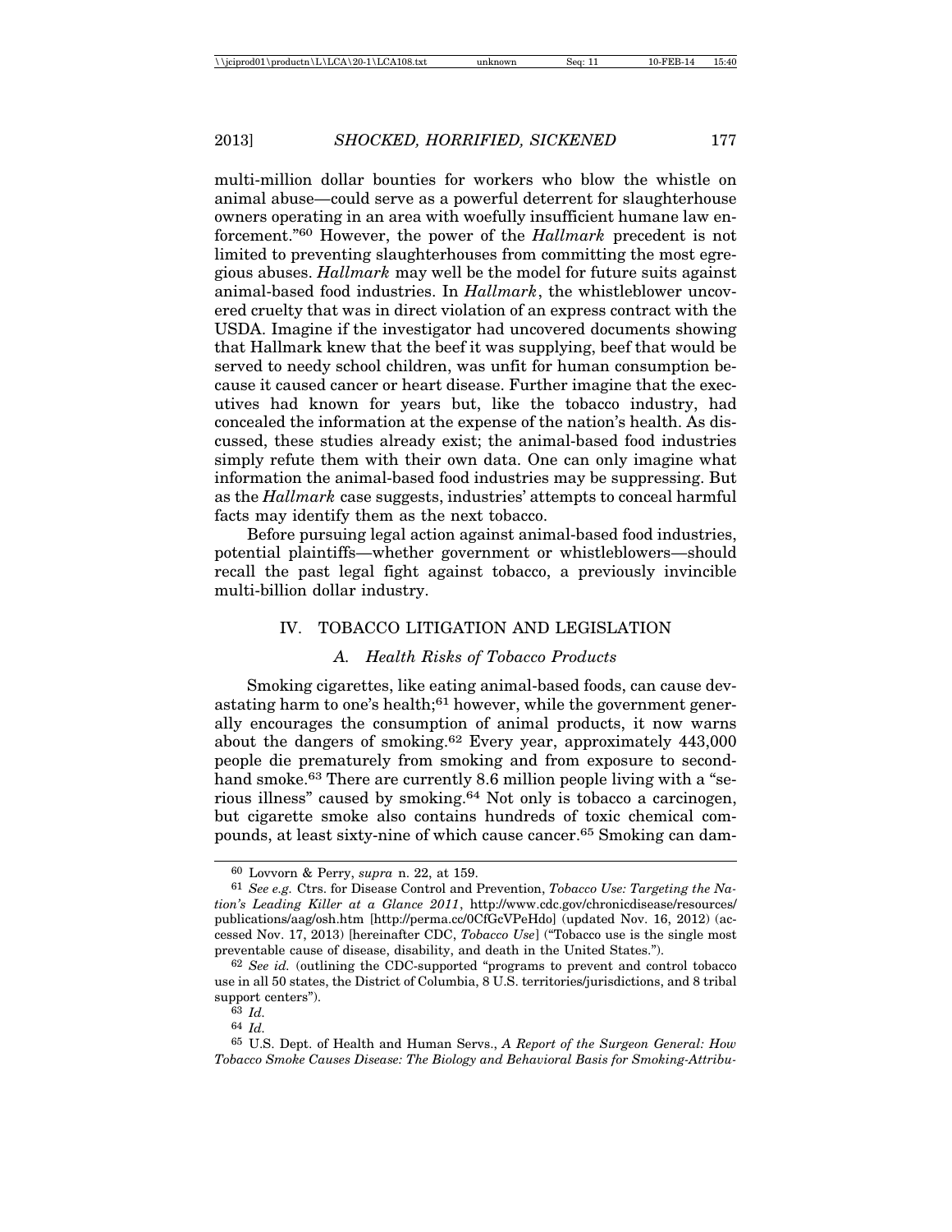multi-million dollar bounties for workers who blow the whistle on animal abuse—could serve as a powerful deterrent for slaughterhouse owners operating in an area with woefully insufficient humane law enforcement."[60] However, the power of the *Hallmark* precedent is not limited to preventing slaughterhouses from committing the most egregious abuses. *Hallmark* may well be the model for future suits against animal-based food industries. In *Hallmark*, the whistleblower uncovered cruelty that was in direct violation of an express contract with the USDA. Imagine if the investigator had uncovered documents showing that Hallmark knew that the beef it was supplying, beef that would be served to needy school children, was unfit for human consumption because it caused cancer or heart disease. Further imagine that the executives had known for years but, like the tobacco industry, had concealed the information at the expense of the nation's health. As discussed, these studies already exist; the animal-based food industries simply refute them with their own data. One can only imagine what information the animal-based food industries may be suppressing. But as the *Hallmark* case suggests, industries' attempts to conceal harmful facts may identify them as the next tobacco.

Before pursuing legal action against animal-based food industries, potential plaintiffs—whether government or whistleblowers—should recall the past legal fight against tobacco, a previously invincible multi-billion dollar industry.

## IV. TOBACCO LITIGATION AND LEGISLATION

### A. *Health Risks of Tobacco Products*

Smoking cigarettes, like eating animal-based foods, can cause devastating harm to one's health;[61] however, while the government generally encourages the consumption of animal products, it now warns about the dangers of smoking.[62] Every year, approximately 443,000 people die prematurely from smoking and from exposure to secondhand smoke.[63] There are currently 8.6 million people living with a "serious illness" caused by smoking.[64] Not only is tobacco a carcinogen, but cigarette smoke also contains hundreds of toxic chemical compounds, at least sixty-nine of which cause cancer.[65] Smoking can dam-

---

60 Lovvorn & Perry, *supra* n. 22, at 159.

61 *See e.g.* Ctrs. for Disease Control and Prevention, *Tobacco Use: Targeting the Nation's Leading Killer at a Glance 2011*, http://www.cdc.gov/chronicdisease/resources/publications/aag/osh.htm [http://perma.cc/0CfGcVPeHdo] (updated Nov. 16, 2012) (accessed Nov. 17, 2013) [hereinafter CDC, *Tobacco Use*] ("Tobacco use is the single most preventable cause of disease, disability, and death in the United States.").

62 *See id.* (outlining the CDC-supported "programs to prevent and control tobacco use in all 50 states, the District of Columbia, 8 U.S. territories/jurisdictions, and 8 tribal support centers").

63 *Id.*

64 *Id.*

65 U.S. Dept. of Health and Human Servs., *A Report of the Surgeon General: How Tobacco Smoke Causes Disease: The Biology and Behavioral Basis for Smoking-Attribu-*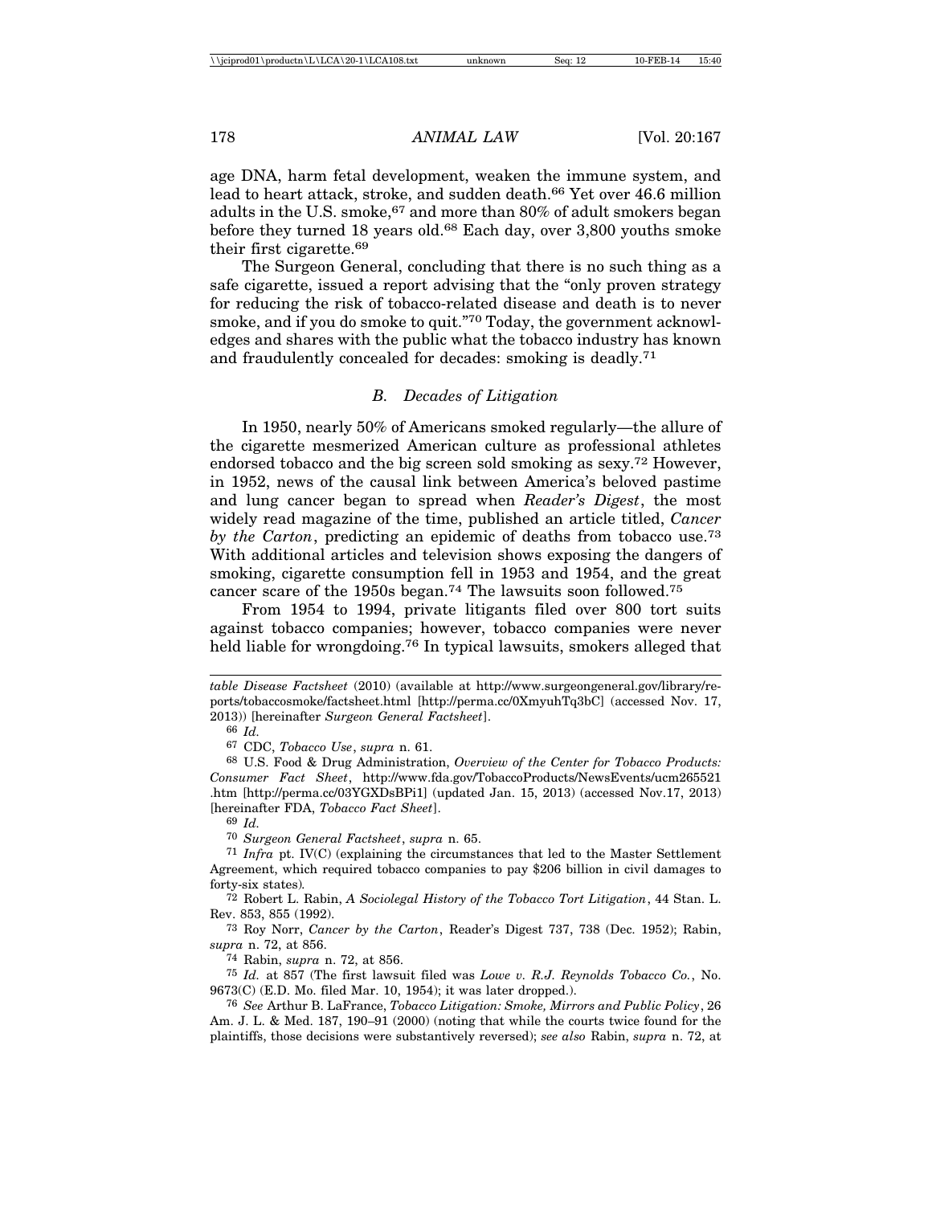age DNA, harm fetal development, weaken the immune system, and lead to heart attack, stroke, and sudden death.[66] Yet over 46.6 million adults in the U.S. smoke,[67] and more than 80% of adult smokers began before they turned 18 years old.[68] Each day, over 3,800 youths smoke their first cigarette.[69]

The Surgeon General, concluding that there is no such thing as a safe cigarette, issued a report advising that the "only proven strategy for reducing the risk of tobacco-related disease and death is to never smoke, and if you do smoke to quit."[70] Today, the government acknowledges and shares with the public what the tobacco industry has known and fraudulently concealed for decades: smoking is deadly.[71]

### B. Decades of Litigation

In 1950, nearly 50% of Americans smoked regularly—the allure of the cigarette mesmerized American culture as professional athletes endorsed tobacco and the big screen sold smoking as sexy.[72] However, in 1952, news of the causal link between America's beloved pastime and lung cancer began to spread when *Reader's Digest*, the most widely read magazine of the time, published an article titled, *Cancer by the Carton*, predicting an epidemic of deaths from tobacco use.[73] With additional articles and television shows exposing the dangers of smoking, cigarette consumption fell in 1953 and 1954, and the great cancer scare of the 1950s began.[74] The lawsuits soon followed.[75]

From 1954 to 1994, private litigants filed over 800 tort suits against tobacco companies; however, tobacco companies were never held liable for wrongdoing.[76] In typical lawsuits, smokers alleged that

---

*table Disease Factsheet* (2010) (available at http://www.surgeongeneral.gov/library/reports/tobaccosmoke/factsheet.html [http://perma.cc/0XmyuhTq3bC] (accessed Nov. 17, 2013)) [hereinafter *Surgeon General Factsheet*].

[66] *Id.*

[67] CDC, *Tobacco Use*, *supra* n. 61.

[68] U.S. Food & Drug Administration, *Overview of the Center for Tobacco Products: Consumer Fact Sheet*, http://www.fda.gov/TobaccoProducts/NewsEvents/ucm265521.htm [http://perma.cc/03YGXDsBPi1] (updated Jan. 15, 2013) (accessed Nov.17, 2013) [hereinafter FDA, *Tobacco Fact Sheet*].

[69] *Id.*

[70] *Surgeon General Factsheet*, *supra* n. 65.

[71] *Infra* pt. IV(C) (explaining the circumstances that led to the Master Settlement Agreement, which required tobacco companies to pay $206 billion in civil damages to forty-six states).

[72] Robert L. Rabin, *A Sociolegal History of the Tobacco Tort Litigation*, 44 Stan. L. Rev. 853, 855 (1992).

[73] Roy Norr, *Cancer by the Carton*, Reader's Digest 737, 738 (Dec. 1952); Rabin, *supra* n. 72, at 856.

[74] Rabin, *supra* n. 72, at 856.

[75] *Id.* at 857 (The first lawsuit filed was *Lowe v. R.J. Reynolds Tobacco Co.*, No. 9673(C) (E.D. Mo. filed Mar. 10, 1954); it was later dropped.).

[76] *See* Arthur B. LaFrance, *Tobacco Litigation: Smoke, Mirrors and Public Policy*, 26 Am. J. L. & Med. 187, 190–91 (2000) (noting that while the courts twice found for the plaintiffs, those decisions were substantively reversed); *see also* Rabin, *supra* n. 72, at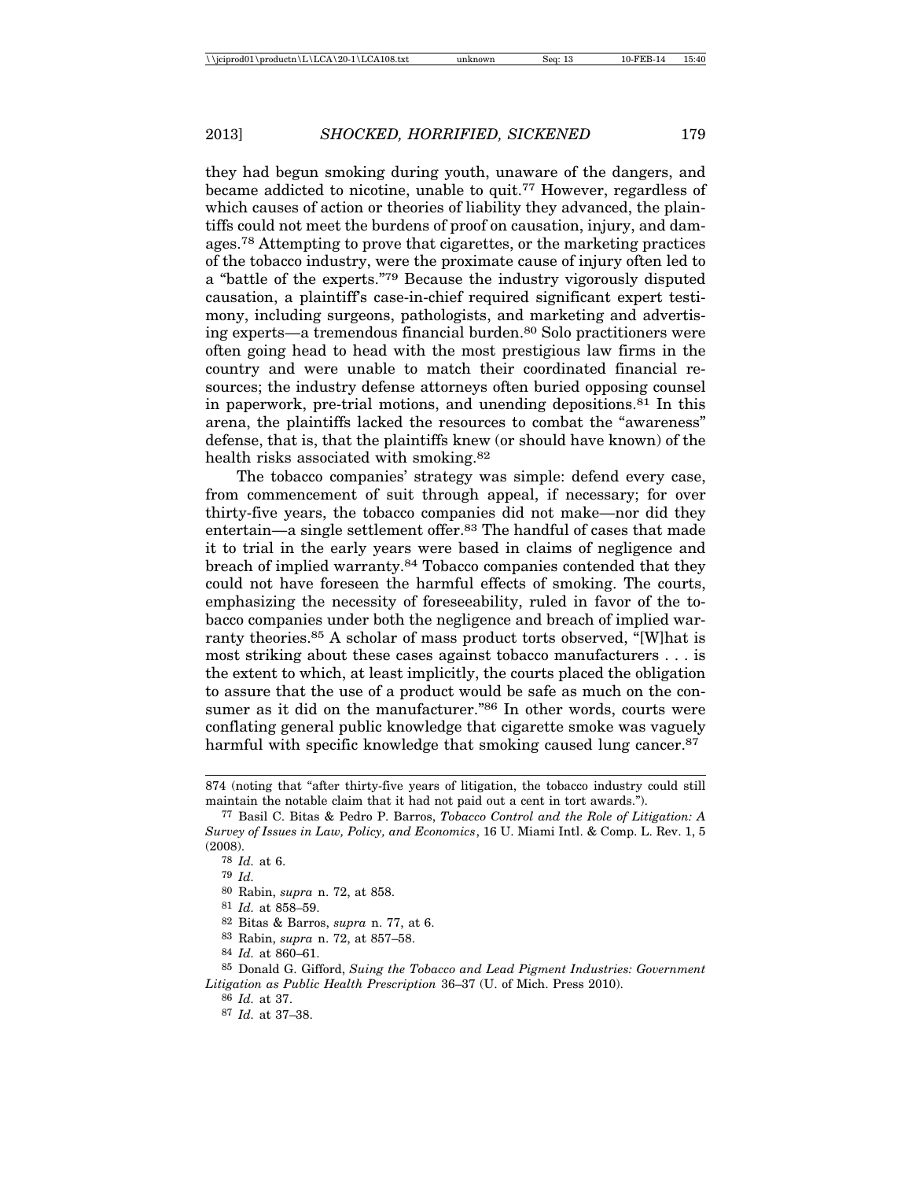they had begun smoking during youth, unaware of the dangers, and became addicted to nicotine, unable to quit.[77] However, regardless of which causes of action or theories of liability they advanced, the plaintiffs could not meet the burdens of proof on causation, injury, and damages.[78] Attempting to prove that cigarettes, or the marketing practices of the tobacco industry, were the proximate cause of injury often led to a "battle of the experts."[79] Because the industry vigorously disputed causation, a plaintiff's case-in-chief required significant expert testimony, including surgeons, pathologists, and marketing and advertising experts—a tremendous financial burden.[80] Solo practitioners were often going head to head with the most prestigious law firms in the country and were unable to match their coordinated financial resources; the industry defense attorneys often buried opposing counsel in paperwork, pre-trial motions, and unending depositions.[81] In this arena, the plaintiffs lacked the resources to combat the "awareness" defense, that is, that the plaintiffs knew (or should have known) of the health risks associated with smoking.[82]

The tobacco companies' strategy was simple: defend every case, from commencement of suit through appeal, if necessary; for over thirty-five years, the tobacco companies did not make—nor did they entertain—a single settlement offer.[83] The handful of cases that made it to trial in the early years were based in claims of negligence and breach of implied warranty.[84] Tobacco companies contended that they could not have foreseen the harmful effects of smoking. The courts, emphasizing the necessity of foreseeability, ruled in favor of the tobacco companies under both the negligence and breach of implied warranty theories.[85] A scholar of mass product torts observed, "[W]hat is most striking about these cases against tobacco manufacturers . . . is the extent to which, at least implicitly, the courts placed the obligation to assure that the use of a product would be safe as much on the consumer as it did on the manufacturer."[86] In other words, courts were conflating general public knowledge that cigarette smoke was vaguely harmful with specific knowledge that smoking caused lung cancer.[87]

---

874 (noting that "after thirty-five years of litigation, the tobacco industry could still maintain the notable claim that it had not paid out a cent in tort awards.").

[77] Basil C. Bitas & Pedro P. Barros, *Tobacco Control and the Role of Litigation: A Survey of Issues in Law, Policy, and Economics*, 16 U. Miami Intl. & Comp. L. Rev. 1, 5 (2008).

[78] *Id.* at 6.

[79] *Id.*

[80] Rabin, *supra* n. 72, at 858.

[81] *Id.* at 858–59.

[82] Bitas & Barros, *supra* n. 77, at 6.

[83] Rabin, *supra* n. 72, at 857–58.

[84] *Id.* at 860–61.

[85] Donald G. Gifford, *Suing the Tobacco and Lead Pigment Industries: Government Litigation as Public Health Prescription* 36–37 (U. of Mich. Press 2010).

[86] *Id.* at 37.

[87] *Id.* at 37–38.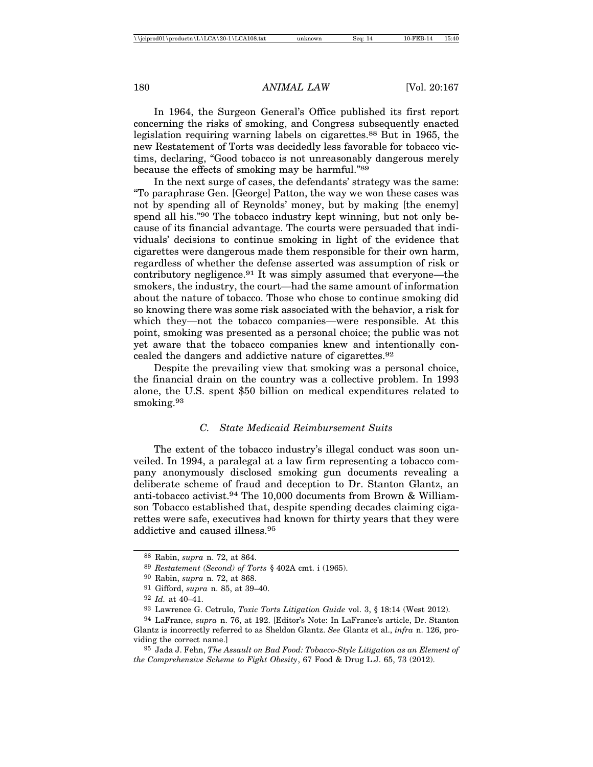In 1964, the Surgeon General's Office published its first report concerning the risks of smoking, and Congress subsequently enacted legislation requiring warning labels on cigarettes.[88] But in 1965, the new Restatement of Torts was decidedly less favorable for tobacco victims, declaring, "Good tobacco is not unreasonably dangerous merely because the effects of smoking may be harmful."[89]

In the next surge of cases, the defendants' strategy was the same: "To paraphrase Gen. [George] Patton, the way we won these cases was not by spending all of Reynolds' money, but by making [the enemy] spend all his."[90] The tobacco industry kept winning, but not only because of its financial advantage. The courts were persuaded that individuals' decisions to continue smoking in light of the evidence that cigarettes were dangerous made them responsible for their own harm, regardless of whether the defense asserted was assumption of risk or contributory negligence.[91] It was simply assumed that everyone—the smokers, the industry, the court—had the same amount of information about the nature of tobacco. Those who chose to continue smoking did so knowing there was some risk associated with the behavior, a risk for which they—not the tobacco companies—were responsible. At this point, smoking was presented as a personal choice; the public was not yet aware that the tobacco companies knew and intentionally concealed the dangers and addictive nature of cigarettes.[92]

Despite the prevailing view that smoking was a personal choice, the financial drain on the country was a collective problem. In 1993 alone, the U.S. spent $50 billion on medical expenditures related to smoking.[93]

### *C. State Medicaid Reimbursement Suits*

The extent of the tobacco industry's illegal conduct was soon unveiled. In 1994, a paralegal at a law firm representing a tobacco company anonymously disclosed smoking gun documents revealing a deliberate scheme of fraud and deception to Dr. Stanton Glantz, an anti-tobacco activist.[94] The 10,000 documents from Brown & Williamson Tobacco established that, despite spending decades claiming cigarettes were safe, executives had known for thirty years that they were addictive and caused illness.[95]

---

[88] Rabin, *supra* n. 72, at 864.

[89] *Restatement (Second) of Torts* § 402A cmt. i (1965).

[90] Rabin, *supra* n. 72, at 868.

[91] Gifford, *supra* n. 85, at 39–40.

[92] *Id.* at 40–41.

[93] Lawrence G. Cetrulo, *Toxic Torts Litigation Guide* vol. 3, § 18:14 (West 2012).

[94] LaFrance, *supra* n. 76, at 192. [Editor's Note: In LaFrance's article, Dr. Stanton Glantz is incorrectly referred to as Sheldon Glantz. *See* Glantz et al., *infra* n. 126, providing the correct name.]

[95] Jada J. Fehn, *The Assault on Bad Food: Tobacco-Style Litigation as an Element of the Comprehensive Scheme to Fight Obesity*, 67 Food & Drug L.J. 65, 73 (2012).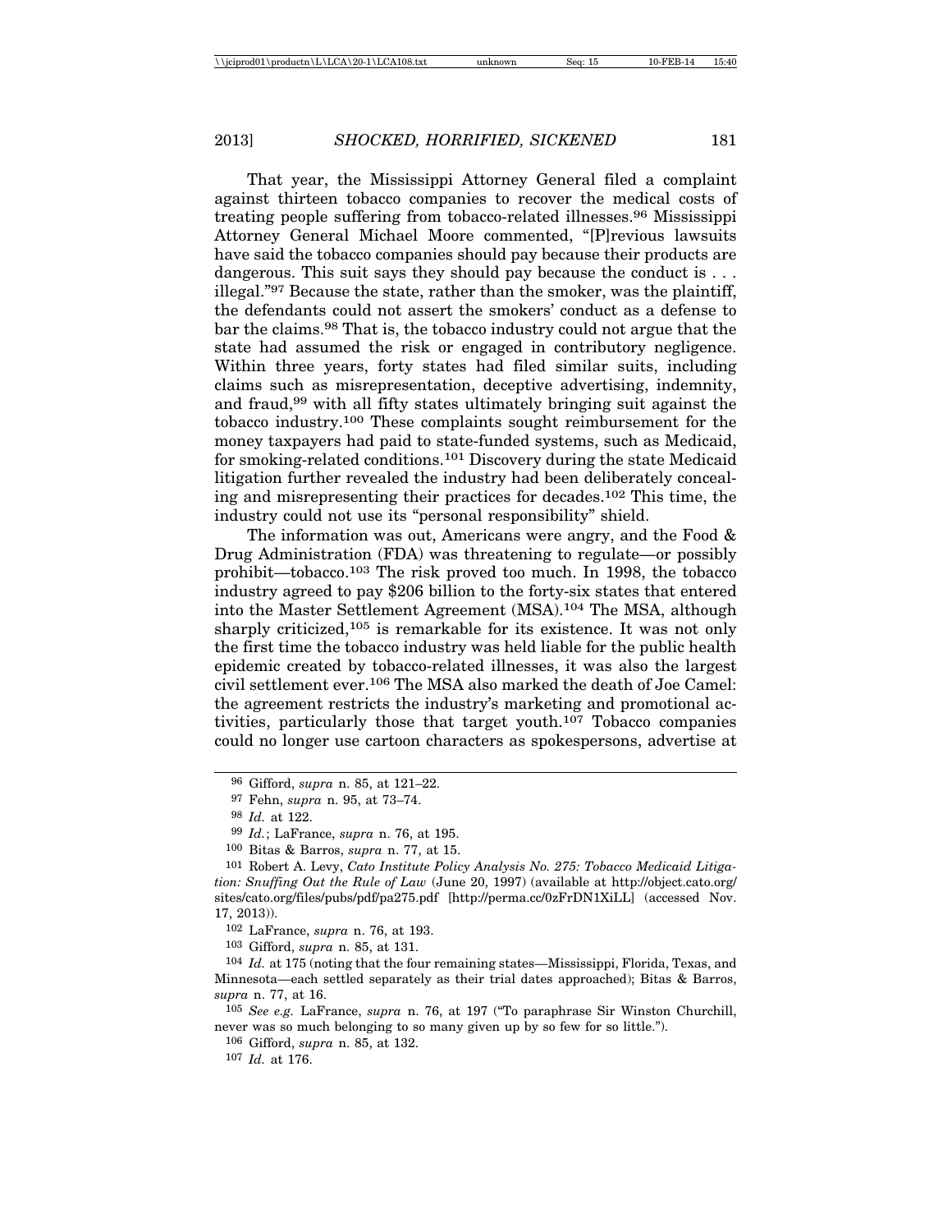That year, the Mississippi Attorney General filed a complaint against thirteen tobacco companies to recover the medical costs of treating people suffering from tobacco-related illnesses.[96] Mississippi Attorney General Michael Moore commented, "[P]revious lawsuits have said the tobacco companies should pay because their products are dangerous. This suit says they should pay because the conduct is . . . illegal."[97] Because the state, rather than the smoker, was the plaintiff, the defendants could not assert the smokers' conduct as a defense to bar the claims.[98] That is, the tobacco industry could not argue that the state had assumed the risk or engaged in contributory negligence. Within three years, forty states had filed similar suits, including claims such as misrepresentation, deceptive advertising, indemnity, and fraud,[99] with all fifty states ultimately bringing suit against the tobacco industry.[100] These complaints sought reimbursement for the money taxpayers had paid to state-funded systems, such as Medicaid, for smoking-related conditions.[101] Discovery during the state Medicaid litigation further revealed the industry had been deliberately concealing and misrepresenting their practices for decades.[102] This time, the industry could not use its "personal responsibility" shield.

The information was out, Americans were angry, and the Food & Drug Administration (FDA) was threatening to regulate—or possibly prohibit—tobacco.[103] The risk proved too much. In 1998, the tobacco industry agreed to pay $206 billion to the forty-six states that entered into the Master Settlement Agreement (MSA).[104] The MSA, although sharply criticized,[105] is remarkable for its existence. It was not only the first time the tobacco industry was held liable for the public health epidemic created by tobacco-related illnesses, it was also the largest civil settlement ever.[106] The MSA also marked the death of Joe Camel: the agreement restricts the industry's marketing and promotional activities, particularly those that target youth.[107] Tobacco companies could no longer use cartoon characters as spokespersons, advertise at

---

96 Gifford, *supra* n. 85, at 121–22.

97 Fehn, *supra* n. 95, at 73–74.

98 *Id.* at 122.

99 *Id.*; LaFrance, *supra* n. 76, at 195.

100 Bitas & Barros, *supra* n. 77, at 15.

101 Robert A. Levy, *Cato Institute Policy Analysis No. 275: Tobacco Medicaid Litigation: Snuffing Out the Rule of Law* (June 20, 1997) (available at http://object.cato.org/sites/cato.org/files/pubs/pdf/pa275.pdf [http://perma.cc/0zFrDN1XiLL] (accessed Nov. 17, 2013)).

102 LaFrance, *supra* n. 76, at 193.

103 Gifford, *supra* n. 85, at 131.

104 *Id.* at 175 (noting that the four remaining states—Mississippi, Florida, Texas, and Minnesota—each settled separately as their trial dates approached); Bitas & Barros, *supra* n. 77, at 16.

105 *See e.g.* LaFrance, *supra* n. 76, at 197 ("To paraphrase Sir Winston Churchill, never was so much belonging to so many given up by so few for so little.").

106 Gifford, *supra* n. 85, at 132.

107 *Id.* at 176.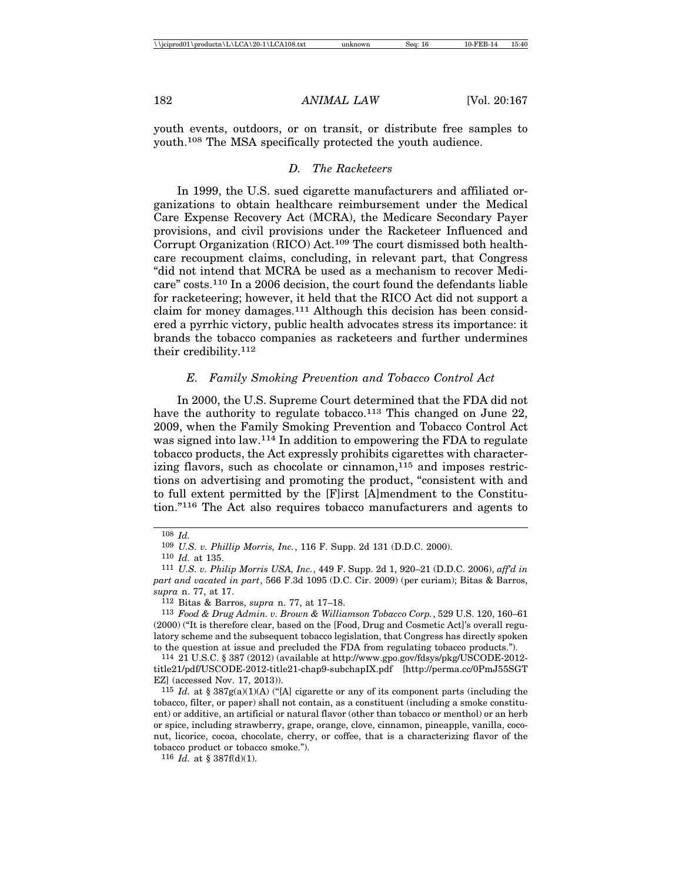youth events, outdoors, or on transit, or distribute free samples to youth.[108] The MSA specifically protected the youth audience.

### *D. The Racketeers*

In 1999, the U.S. sued cigarette manufacturers and affiliated organizations to obtain healthcare reimbursement under the Medical Care Expense Recovery Act (MCRA), the Medicare Secondary Payer provisions, and civil provisions under the Racketeer Influenced and Corrupt Organization (RICO) Act.[109] The court dismissed both healthcare recoupment claims, concluding, in relevant part, that Congress "did not intend that MCRA be used as a mechanism to recover Medicare" costs.[110] In a 2006 decision, the court found the defendants liable for racketeering; however, it held that the RICO Act did not support a claim for money damages.[111] Although this decision has been considered a pyrrhic victory, public health advocates stress its importance: it brands the tobacco companies as racketeers and further undermines their credibility.[112]

### *E. Family Smoking Prevention and Tobacco Control Act*

In 2000, the U.S. Supreme Court determined that the FDA did not have the authority to regulate tobacco.[113] This changed on June 22, 2009, when the Family Smoking Prevention and Tobacco Control Act was signed into law.[114] In addition to empowering the FDA to regulate tobacco products, the Act expressly prohibits cigarettes with characterizing flavors, such as chocolate or cinnamon,[115] and imposes restrictions on advertising and promoting the product, "consistent with and to full extent permitted by the [F]irst [A]mendment to the Constitution."[116] The Act also requires tobacco manufacturers and agents to

---

[108] *Id.*

[109] *U.S. v. Phillip Morris, Inc.*, 116 F. Supp. 2d 131 (D.D.C. 2000).

[110] *Id.* at 135.

[111] *U.S. v. Philip Morris USA, Inc.*, 449 F. Supp. 2d 1, 920–21 (D.D.C. 2006), *aff'd in part and vacated in part*, 566 F.3d 1095 (D.C. Cir. 2009) (per curiam); Bitas & Barros, *supra* n. 77, at 17.

[112] Bitas & Barros, *supra* n. 77, at 17–18.

[113] *Food & Drug Admin. v. Brown & Williamson Tobacco Corp.*, 529 U.S. 120, 160–61 (2000) ("It is therefore clear, based on the [Food, Drug and Cosmetic Act]'s overall regulatory scheme and the subsequent tobacco legislation, that Congress has directly spoken to the question at issue and precluded the FDA from regulating tobacco products.").

[114] 21 U.S.C. § 387 (2012) (available at http://www.gpo.gov/fdsys/pkg/USCODE-2012-title21/pdf/USCODE-2012-title21-chap9-subchapIX.pdf [http://perma.cc/0PmJ55SGTEZ] (accessed Nov. 17, 2013)).

[115] *Id.* at § 387g(a)(1)(A) ("[A] cigarette or any of its component parts (including the tobacco, filter, or paper) shall not contain, as a constituent (including a smoke constituent) or additive, an artificial or natural flavor (other than tobacco or menthol) or an herb or spice, including strawberry, grape, orange, clove, cinnamon, pineapple, vanilla, coconut, licorice, cocoa, chocolate, cherry, or coffee, that is a characterizing flavor of the tobacco product or tobacco smoke.").

[116] *Id.* at § 387f(d)(1).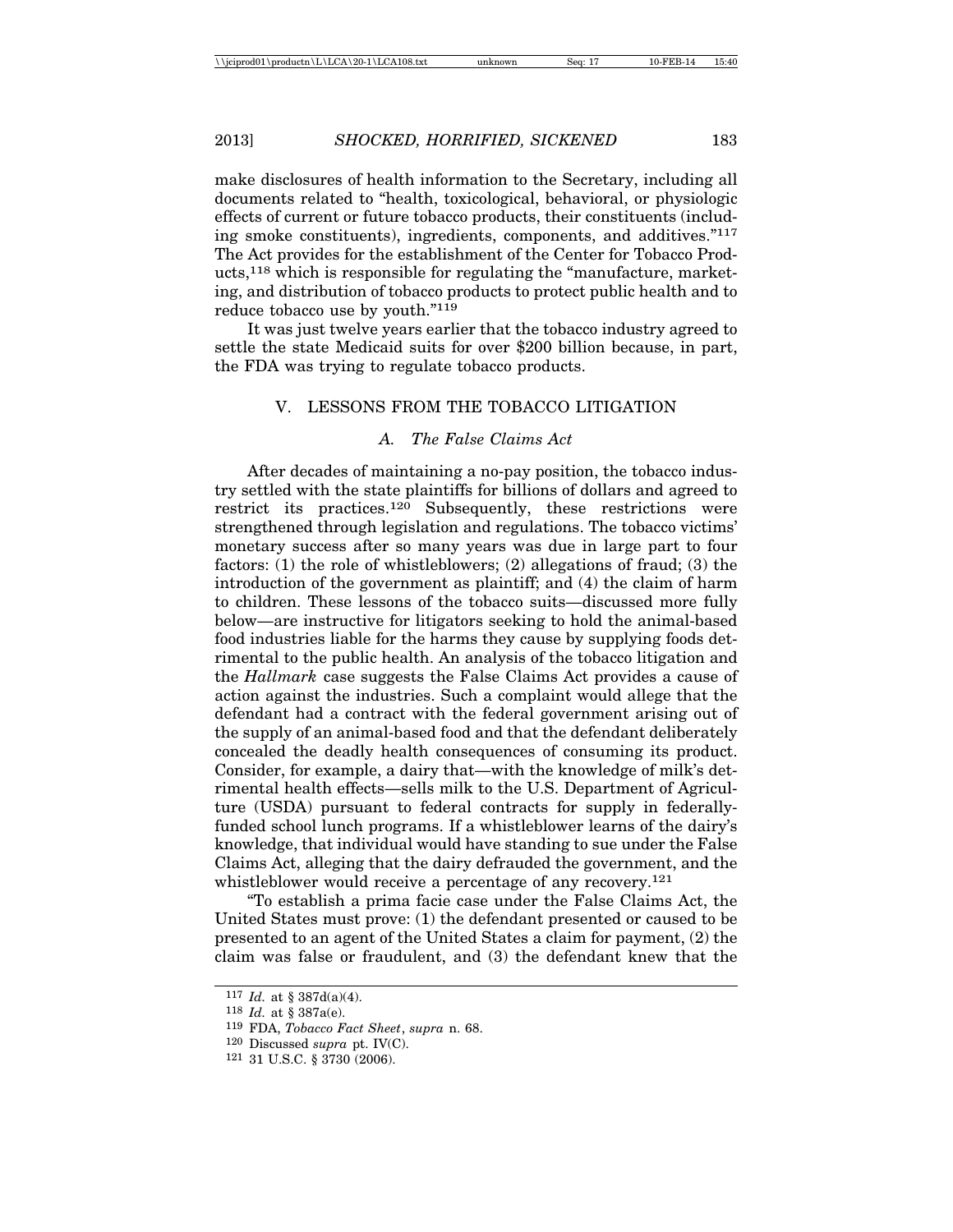make disclosures of health information to the Secretary, including all documents related to "health, toxicological, behavioral, or physiologic effects of current or future tobacco products, their constituents (including smoke constituents), ingredients, components, and additives."[117] The Act provides for the establishment of the Center for Tobacco Products,[118] which is responsible for regulating the "manufacture, marketing, and distribution of tobacco products to protect public health and to reduce tobacco use by youth."[119]

It was just twelve years earlier that the tobacco industry agreed to settle the state Medicaid suits for over $200 billion because, in part, the FDA was trying to regulate tobacco products.

## V. LESSONS FROM THE TOBACCO LITIGATION

### *A. The False Claims Act*

After decades of maintaining a no-pay position, the tobacco industry settled with the state plaintiffs for billions of dollars and agreed to restrict its practices.[120] Subsequently, these restrictions were strengthened through legislation and regulations. The tobacco victims' monetary success after so many years was due in large part to four factors: (1) the role of whistleblowers; (2) allegations of fraud; (3) the introduction of the government as plaintiff; and (4) the claim of harm to children. These lessons of the tobacco suits—discussed more fully below—are instructive for litigators seeking to hold the animal-based food industries liable for the harms they cause by supplying foods detrimental to the public health. An analysis of the tobacco litigation and the *Hallmark* case suggests the False Claims Act provides a cause of action against the industries. Such a complaint would allege that the defendant had a contract with the federal government arising out of the supply of an animal-based food and that the defendant deliberately concealed the deadly health consequences of consuming its product. Consider, for example, a dairy that—with the knowledge of milk's detrimental health effects—sells milk to the U.S. Department of Agriculture (USDA) pursuant to federal contracts for supply in federally-funded school lunch programs. If a whistleblower learns of the dairy's knowledge, that individual would have standing to sue under the False Claims Act, alleging that the dairy defrauded the government, and the whistleblower would receive a percentage of any recovery.[121]

"To establish a prima facie case under the False Claims Act, the United States must prove: (1) the defendant presented or caused to be presented to an agent of the United States a claim for payment, (2) the claim was false or fraudulent, and (3) the defendant knew that the

---

117 *Id.* at § 387d(a)(4).

118 *Id.* at § 387a(e).

119 FDA, *Tobacco Fact Sheet*, *supra* n. 68.

120 Discussed *supra* pt. IV(C).

121 31 U.S.C. § 3730 (2006).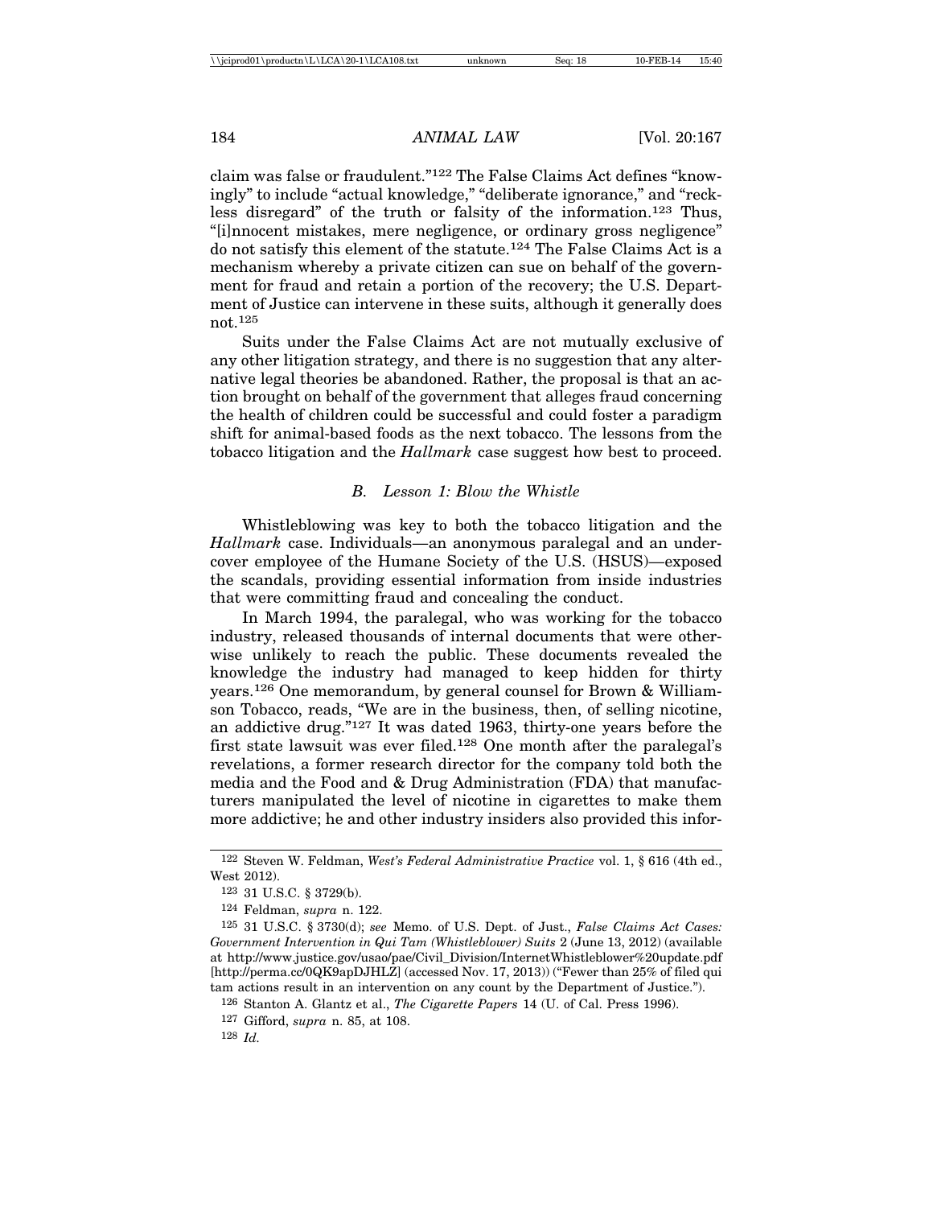claim was false or fraudulent."[122] The False Claims Act defines "knowingly" to include "actual knowledge," "deliberate ignorance," and "reckless disregard" of the truth or falsity of the information.[123] Thus, "[i]nnocent mistakes, mere negligence, or ordinary gross negligence" do not satisfy this element of the statute.[124] The False Claims Act is a mechanism whereby a private citizen can sue on behalf of the government for fraud and retain a portion of the recovery; the U.S. Department of Justice can intervene in these suits, although it generally does not.[125]

Suits under the False Claims Act are not mutually exclusive of any other litigation strategy, and there is no suggestion that any alternative legal theories be abandoned. Rather, the proposal is that an action brought on behalf of the government that alleges fraud concerning the health of children could be successful and could foster a paradigm shift for animal-based foods as the next tobacco. The lessons from the tobacco litigation and the *Hallmark* case suggest how best to proceed.

### *B. Lesson 1: Blow the Whistle*

Whistleblowing was key to both the tobacco litigation and the *Hallmark* case. Individuals—an anonymous paralegal and an undercover employee of the Humane Society of the U.S. (HSUS)—exposed the scandals, providing essential information from inside industries that were committing fraud and concealing the conduct.

In March 1994, the paralegal, who was working for the tobacco industry, released thousands of internal documents that were otherwise unlikely to reach the public. These documents revealed the knowledge the industry had managed to keep hidden for thirty years.[126] One memorandum, by general counsel for Brown & Williamson Tobacco, reads, "We are in the business, then, of selling nicotine, an addictive drug."[127] It was dated 1963, thirty-one years before the first state lawsuit was ever filed.[128] One month after the paralegal's revelations, a former research director for the company told both the media and the Food and & Drug Administration (FDA) that manufacturers manipulated the level of nicotine in cigarettes to make them more addictive; he and other industry insiders also provided this infor-

---

[122] Steven W. Feldman, *West's Federal Administrative Practice* vol. 1, § 616 (4th ed., West 2012).

[123] 31 U.S.C. § 3729(b).

[124] Feldman, *supra* n. 122.

[125] 31 U.S.C. § 3730(d); *see* Memo. of U.S. Dept. of Just., *False Claims Act Cases: Government Intervention in Qui Tam (Whistleblower) Suits* 2 (June 13, 2012) (available at http://www.justice.gov/usao/pae/Civil_Division/InternetWhistleblower%20update.pdf [http://perma.cc/0QK9apDJHLZ] (accessed Nov. 17, 2013)) ("Fewer than 25% of filed qui tam actions result in an intervention on any count by the Department of Justice.").

[126] Stanton A. Glantz et al., *The Cigarette Papers* 14 (U. of Cal. Press 1996).

[127] Gifford, *supra* n. 85, at 108.

[128] *Id.*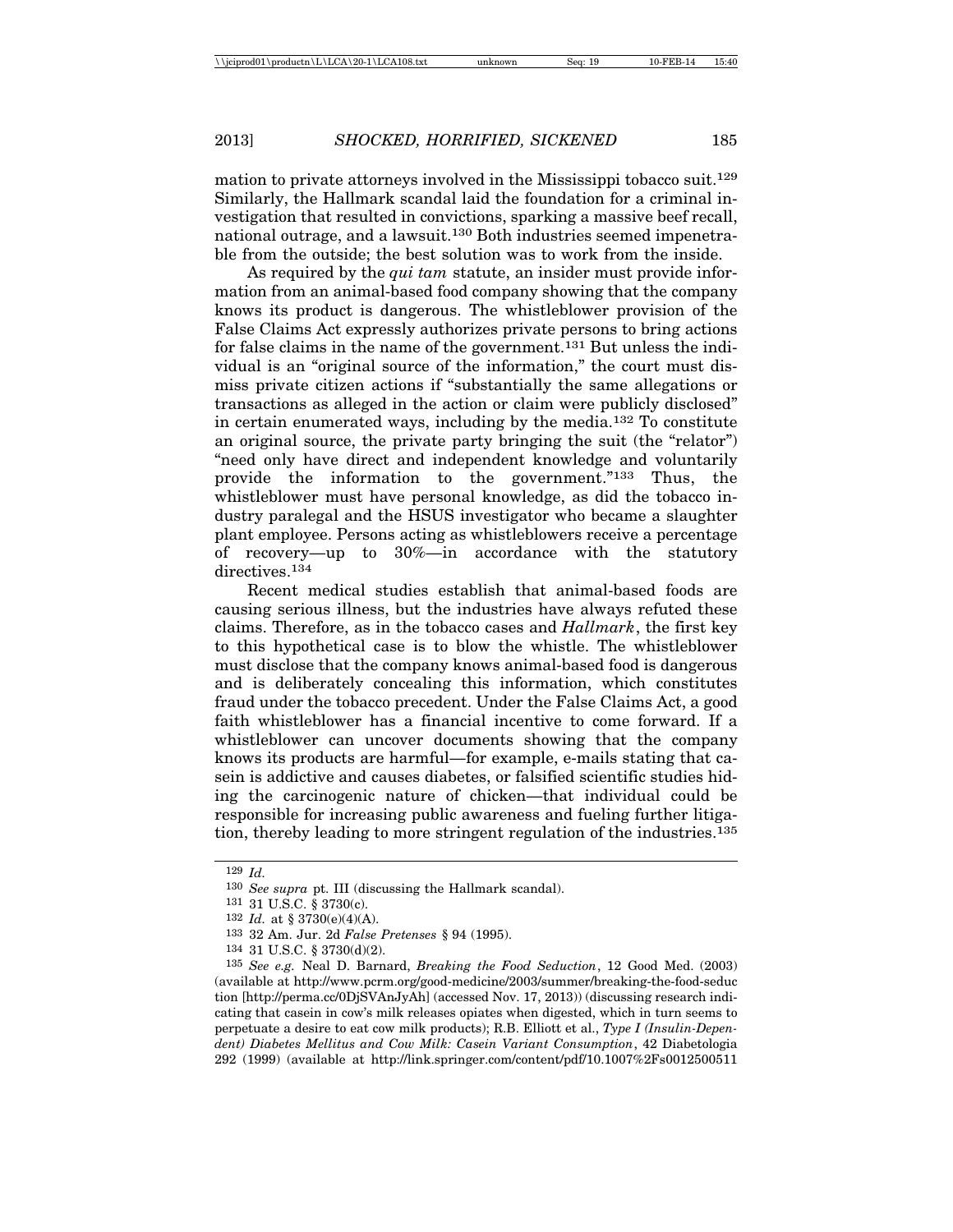mation to private attorneys involved in the Mississippi tobacco suit.[129] Similarly, the Hallmark scandal laid the foundation for a criminal investigation that resulted in convictions, sparking a massive beef recall, national outrage, and a lawsuit.[130] Both industries seemed impenetrable from the outside; the best solution was to work from the inside.

As required by the *qui tam* statute, an insider must provide information from an animal-based food company showing that the company knows its product is dangerous. The whistleblower provision of the False Claims Act expressly authorizes private persons to bring actions for false claims in the name of the government.[131] But unless the individual is an "original source of the information," the court must dismiss private citizen actions if "substantially the same allegations or transactions as alleged in the action or claim were publicly disclosed" in certain enumerated ways, including by the media.[132] To constitute an original source, the private party bringing the suit (the "relator") "need only have direct and independent knowledge and voluntarily provide the information to the government."[133] Thus, the whistleblower must have personal knowledge, as did the tobacco industry paralegal and the HSUS investigator who became a slaughter plant employee. Persons acting as whistleblowers receive a percentage of recovery—up to 30%—in accordance with the statutory directives.[134]

Recent medical studies establish that animal-based foods are causing serious illness, but the industries have always refuted these claims. Therefore, as in the tobacco cases and *Hallmark*, the first key to this hypothetical case is to blow the whistle. The whistleblower must disclose that the company knows animal-based food is dangerous and is deliberately concealing this information, which constitutes fraud under the tobacco precedent. Under the False Claims Act, a good faith whistleblower has a financial incentive to come forward. If a whistleblower can uncover documents showing that the company knows its products are harmful—for example, e-mails stating that casein is addictive and causes diabetes, or falsified scientific studies hiding the carcinogenic nature of chicken—that individual could be responsible for increasing public awareness and fueling further litigation, thereby leading to more stringent regulation of the industries.[135]

---

[129] *Id.*

[130] *See supra* pt. III (discussing the Hallmark scandal).

[131] 31 U.S.C. § 3730(c).

[132] *Id.* at § 3730(e)(4)(A).

[133] 32 Am. Jur. 2d *False Pretenses* § 94 (1995).

[134] 31 U.S.C. § 3730(d)(2).

[135] *See e.g.* Neal D. Barnard, *Breaking the Food Seduction*, 12 Good Med. (2003) (available at http://www.pcrm.org/good-medicine/2003/summer/breaking-the-food-seduction [http://perma.cc/0DjSVAnJyAh] (accessed Nov. 17, 2013)) (discussing research indicating that casein in cow's milk releases opiates when digested, which in turn seems to perpetuate a desire to eat cow milk products); R.B. Elliott et al., *Type I (Insulin-Dependent) Diabetes Mellitus and Cow Milk: Casein Variant Consumption*, 42 Diabetologia 292 (1999) (available at http://link.springer.com/content/pdf/10.1007%2Fs0012500511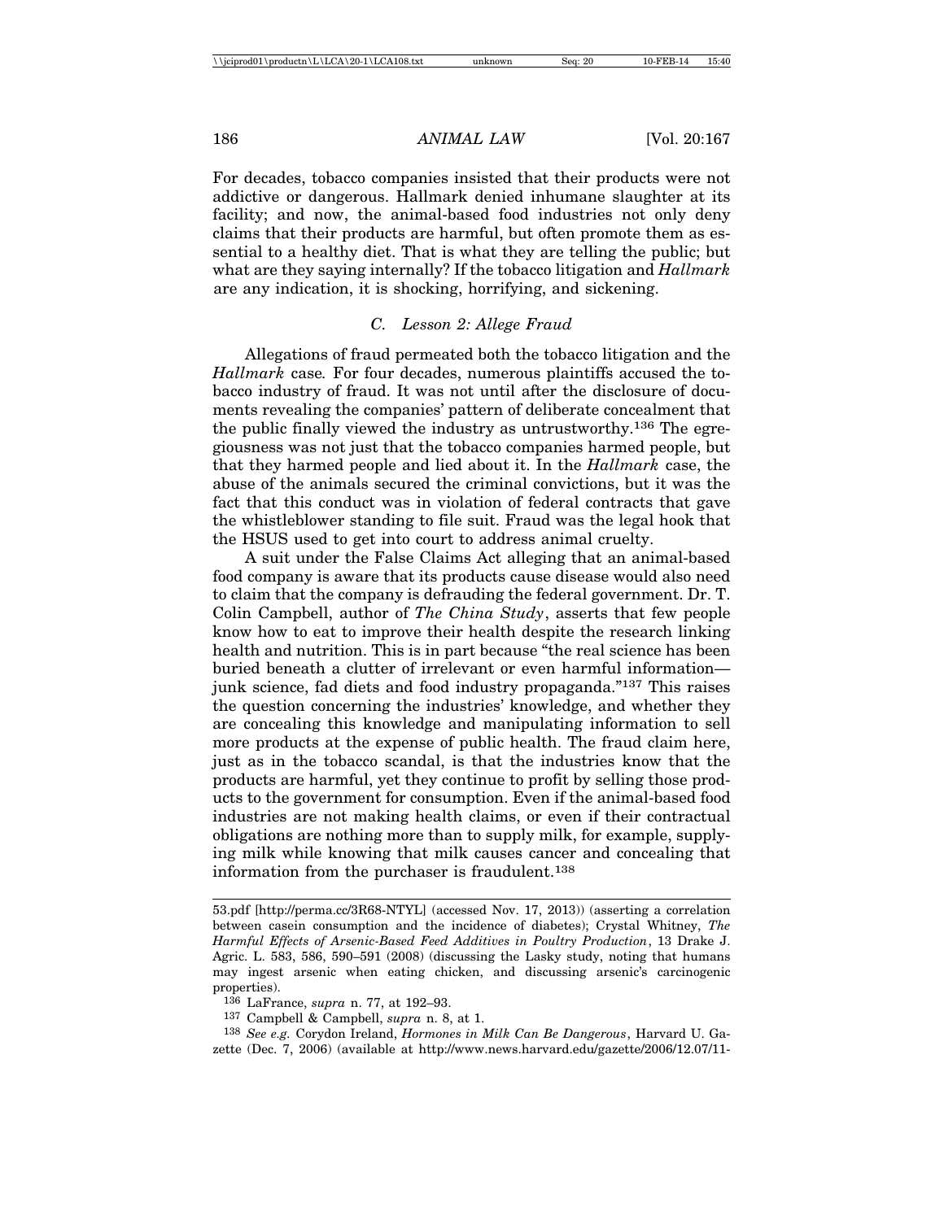For decades, tobacco companies insisted that their products were not addictive or dangerous. Hallmark denied inhumane slaughter at its facility; and now, the animal-based food industries not only deny claims that their products are harmful, but often promote them as essential to a healthy diet. That is what they are telling the public; but what are they saying internally? If the tobacco litigation and *Hallmark* are any indication, it is shocking, horrifying, and sickening.

### *C. Lesson 2: Allege Fraud*

Allegations of fraud permeated both the tobacco litigation and the *Hallmark* case*.* For four decades, numerous plaintiffs accused the tobacco industry of fraud. It was not until after the disclosure of documents revealing the companies' pattern of deliberate concealment that the public finally viewed the industry as untrustworthy.[136] The egregiousness was not just that the tobacco companies harmed people, but that they harmed people and lied about it. In the *Hallmark* case, the abuse of the animals secured the criminal convictions, but it was the fact that this conduct was in violation of federal contracts that gave the whistleblower standing to file suit. Fraud was the legal hook that the HSUS used to get into court to address animal cruelty.

A suit under the False Claims Act alleging that an animal-based food company is aware that its products cause disease would also need to claim that the company is defrauding the federal government. Dr. T. Colin Campbell, author of *The China Study*, asserts that few people know how to eat to improve their health despite the research linking health and nutrition. This is in part because "the real science has been buried beneath a clutter of irrelevant or even harmful information—junk science, fad diets and food industry propaganda."[137] This raises the question concerning the industries' knowledge, and whether they are concealing this knowledge and manipulating information to sell more products at the expense of public health. The fraud claim here, just as in the tobacco scandal, is that the industries know that the products are harmful, yet they continue to profit by selling those products to the government for consumption. Even if the animal-based food industries are not making health claims, or even if their contractual obligations are nothing more than to supply milk, for example, supplying milk while knowing that milk causes cancer and concealing that information from the purchaser is fraudulent.[138]

---

53.pdf [http://perma.cc/3R68-NTYL] (accessed Nov. 17, 2013)) (asserting a correlation between casein consumption and the incidence of diabetes); Crystal Whitney, *The Harmful Effects of Arsenic-Based Feed Additives in Poultry Production*, 13 Drake J. Agric. L. 583, 586, 590–591 (2008) (discussing the Lasky study, noting that humans may ingest arsenic when eating chicken, and discussing arsenic's carcinogenic properties).

[136] LaFrance, *supra* n. 77, at 192–93.

[137] Campbell & Campbell, *supra* n. 8, at 1.

[138] *See e.g.* Corydon Ireland, *Hormones in Milk Can Be Dangerous*, Harvard U. Gazette (Dec. 7, 2006) (available at http://www.news.harvard.edu/gazette/2006/12.07/11-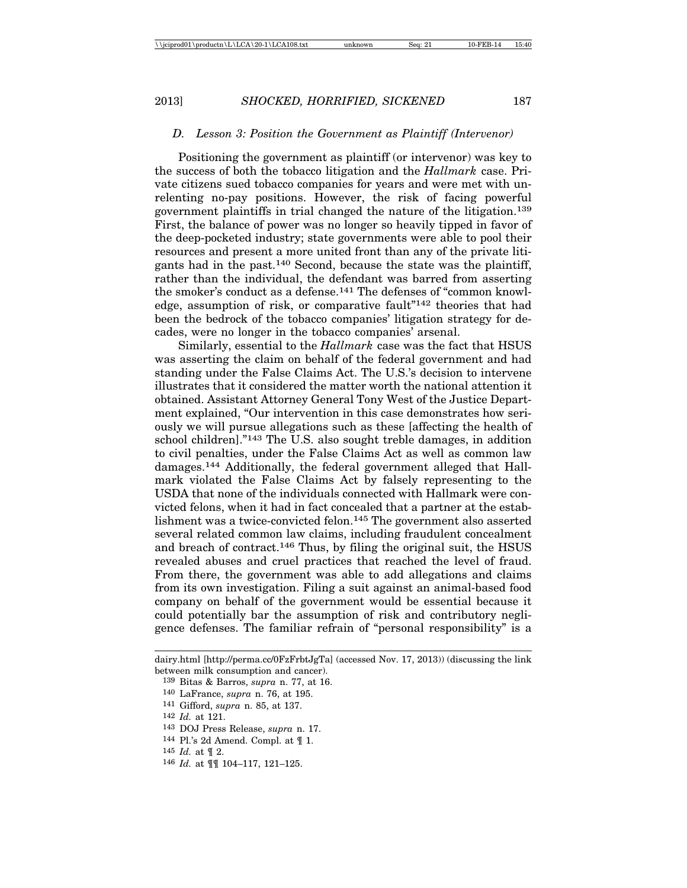### D. *Lesson 3: Position the Government as Plaintiff (Intervenor)*

Positioning the government as plaintiff (or intervenor) was key to the success of both the tobacco litigation and the *Hallmark* case. Private citizens sued tobacco companies for years and were met with unrelenting no-pay positions. However, the risk of facing powerful government plaintiffs in trial changed the nature of the litigation.[139] First, the balance of power was no longer so heavily tipped in favor of the deep-pocketed industry; state governments were able to pool their resources and present a more united front than any of the private litigants had in the past.[140] Second, because the state was the plaintiff, rather than the individual, the defendant was barred from asserting the smoker's conduct as a defense.[141] The defenses of "common knowledge, assumption of risk, or comparative fault"[142] theories that had been the bedrock of the tobacco companies' litigation strategy for decades, were no longer in the tobacco companies' arsenal.

Similarly, essential to the *Hallmark* case was the fact that HSUS was asserting the claim on behalf of the federal government and had standing under the False Claims Act. The U.S.'s decision to intervene illustrates that it considered the matter worth the national attention it obtained. Assistant Attorney General Tony West of the Justice Department explained, "Our intervention in this case demonstrates how seriously we will pursue allegations such as these [affecting the health of school children]."[143] The U.S. also sought treble damages, in addition to civil penalties, under the False Claims Act as well as common law damages.[144] Additionally, the federal government alleged that Hallmark violated the False Claims Act by falsely representing to the USDA that none of the individuals connected with Hallmark were convicted felons, when it had in fact concealed that a partner at the establishment was a twice-convicted felon.[145] The government also asserted several related common law claims, including fraudulent concealment and breach of contract.[146] Thus, by filing the original suit, the HSUS revealed abuses and cruel practices that reached the level of fraud. From there, the government was able to add allegations and claims from its own investigation. Filing a suit against an animal-based food company on behalf of the government would be essential because it could potentially bar the assumption of risk and contributory negligence defenses. The familiar refrain of "personal responsibility" is a

---

dairy.html [http://perma.cc/0FzFrbtJgTa] (accessed Nov. 17, 2013)) (discussing the link between milk consumption and cancer).

[139] Bitas & Barros, *supra* n. 77, at 16.

[140] LaFrance, *supra* n. 76, at 195.

[141] Gifford, *supra* n. 85, at 137.

[142] *Id.* at 121.

[143] DOJ Press Release, *supra* n. 17.

[144] Pl.'s 2d Amend. Compl. at ¶ 1.

[145] *Id.* at ¶ 2.

[146] *Id.* at ¶¶ 104–117, 121–125.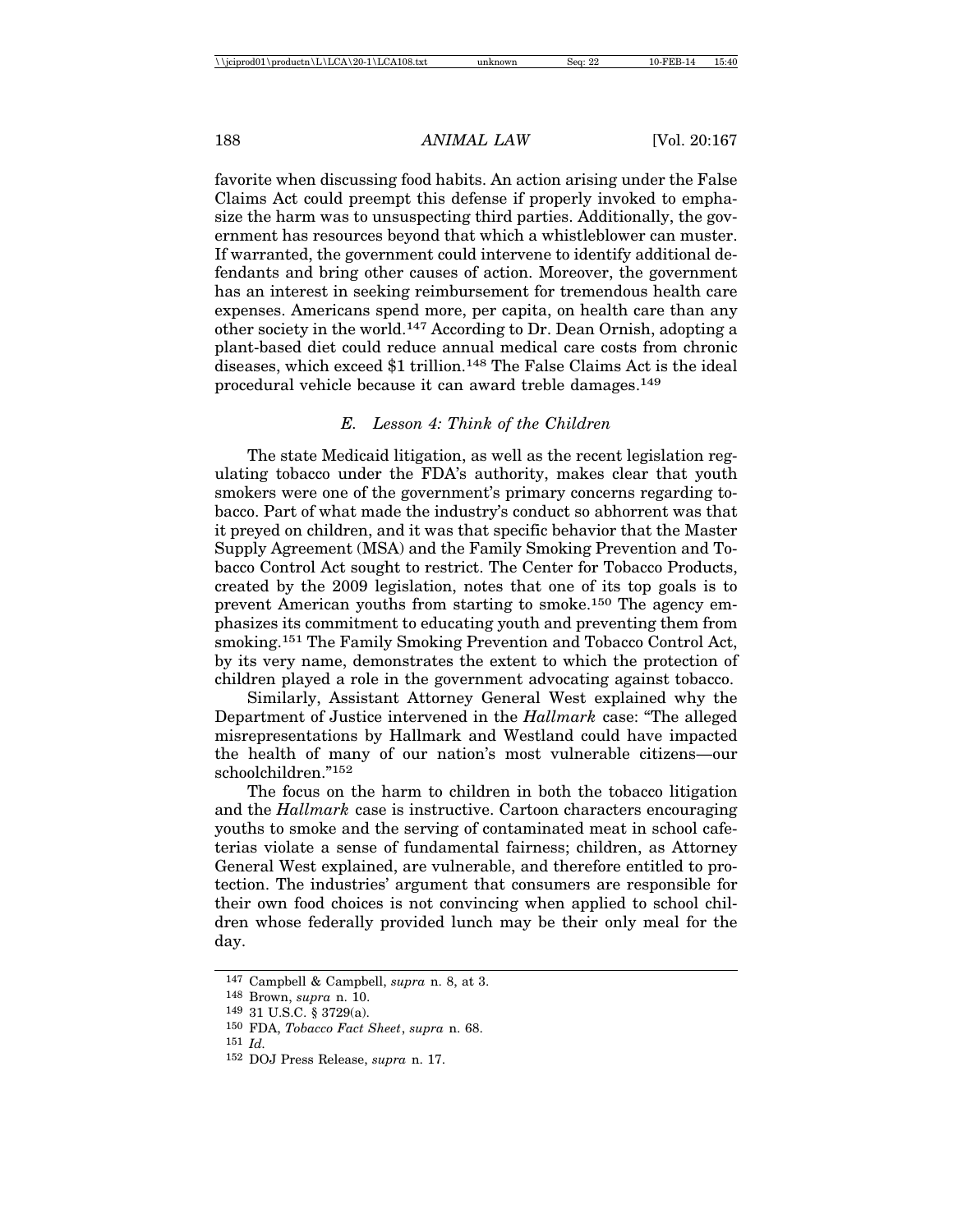favorite when discussing food habits. An action arising under the False Claims Act could preempt this defense if properly invoked to emphasize the harm was to unsuspecting third parties. Additionally, the government has resources beyond that which a whistleblower can muster. If warranted, the government could intervene to identify additional defendants and bring other causes of action. Moreover, the government has an interest in seeking reimbursement for tremendous health care expenses. Americans spend more, per capita, on health care than any other society in the world.[147] According to Dr. Dean Ornish, adopting a plant-based diet could reduce annual medical care costs from chronic diseases, which exceed $1 trillion.[148] The False Claims Act is the ideal procedural vehicle because it can award treble damages.[149]

### *E. Lesson 4: Think of the Children*

The state Medicaid litigation, as well as the recent legislation regulating tobacco under the FDA's authority, makes clear that youth smokers were one of the government's primary concerns regarding tobacco. Part of what made the industry's conduct so abhorrent was that it preyed on children, and it was that specific behavior that the Master Supply Agreement (MSA) and the Family Smoking Prevention and Tobacco Control Act sought to restrict. The Center for Tobacco Products, created by the 2009 legislation, notes that one of its top goals is to prevent American youths from starting to smoke.[150] The agency emphasizes its commitment to educating youth and preventing them from smoking.[151] The Family Smoking Prevention and Tobacco Control Act, by its very name, demonstrates the extent to which the protection of children played a role in the government advocating against tobacco.

Similarly, Assistant Attorney General West explained why the Department of Justice intervened in the *Hallmark* case: "The alleged misrepresentations by Hallmark and Westland could have impacted the health of many of our nation's most vulnerable citizens—our schoolchildren."[152]

The focus on the harm to children in both the tobacco litigation and the *Hallmark* case is instructive. Cartoon characters encouraging youths to smoke and the serving of contaminated meat in school cafeterias violate a sense of fundamental fairness; children, as Attorney General West explained, are vulnerable, and therefore entitled to protection. The industries' argument that consumers are responsible for their own food choices is not convincing when applied to school children whose federally provided lunch may be their only meal for the day.

---

[147] Campbell & Campbell, *supra* n. 8, at 3.

[148] Brown, *supra* n. 10.

[149] 31 U.S.C. § 3729(a).

[150] FDA, *Tobacco Fact Sheet*, *supra* n. 68.

[151] *Id.*

[152] DOJ Press Release, *supra* n. 17.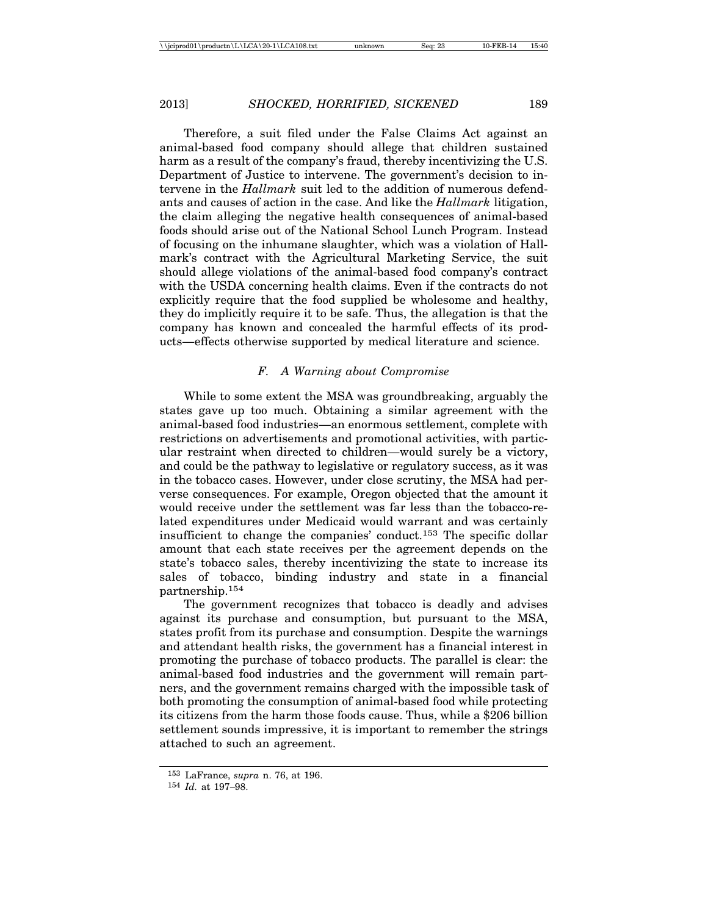Therefore, a suit filed under the False Claims Act against an animal-based food company should allege that children sustained harm as a result of the company's fraud, thereby incentivizing the U.S. Department of Justice to intervene. The government's decision to intervene in the *Hallmark* suit led to the addition of numerous defendants and causes of action in the case. And like the *Hallmark* litigation, the claim alleging the negative health consequences of animal-based foods should arise out of the National School Lunch Program. Instead of focusing on the inhumane slaughter, which was a violation of Hallmark's contract with the Agricultural Marketing Service, the suit should allege violations of the animal-based food company's contract with the USDA concerning health claims. Even if the contracts do not explicitly require that the food supplied be wholesome and healthy, they do implicitly require it to be safe. Thus, the allegation is that the company has known and concealed the harmful effects of its products—effects otherwise supported by medical literature and science.

### *F. A Warning about Compromise*

While to some extent the MSA was groundbreaking, arguably the states gave up too much. Obtaining a similar agreement with the animal-based food industries—an enormous settlement, complete with restrictions on advertisements and promotional activities, with particular restraint when directed to children—would surely be a victory, and could be the pathway to legislative or regulatory success, as it was in the tobacco cases. However, under close scrutiny, the MSA had perverse consequences. For example, Oregon objected that the amount it would receive under the settlement was far less than the tobacco-related expenditures under Medicaid would warrant and was certainly insufficient to change the companies' conduct.[153] The specific dollar amount that each state receives per the agreement depends on the state's tobacco sales, thereby incentivizing the state to increase its sales of tobacco, binding industry and state in a financial partnership.[154]

The government recognizes that tobacco is deadly and advises against its purchase and consumption, but pursuant to the MSA, states profit from its purchase and consumption. Despite the warnings and attendant health risks, the government has a financial interest in promoting the purchase of tobacco products. The parallel is clear: the animal-based food industries and the government will remain partners, and the government remains charged with the impossible task of both promoting the consumption of animal-based food while protecting its citizens from the harm those foods cause. Thus, while a $206 billion settlement sounds impressive, it is important to remember the strings attached to such an agreement.

---

[153] LaFrance, *supra* n. 76, at 196.

[154] *Id.* at 197–98.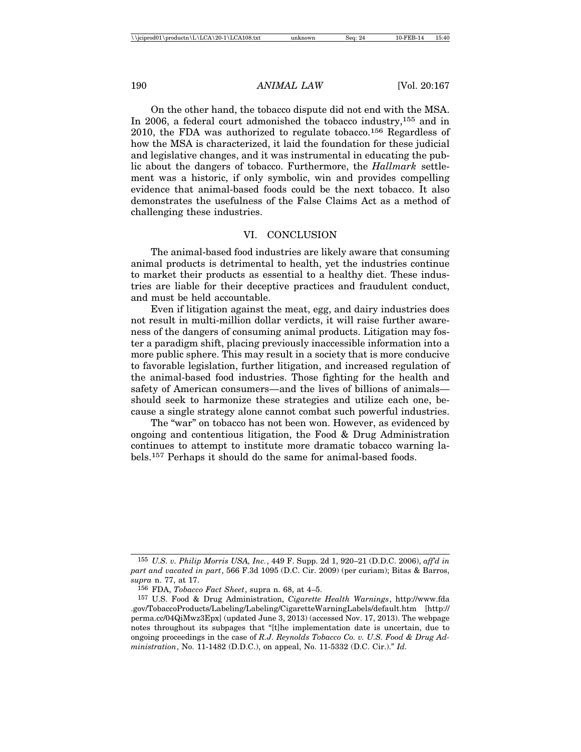On the other hand, the tobacco dispute did not end with the MSA. In 2006, a federal court admonished the tobacco industry,[155] and in 2010, the FDA was authorized to regulate tobacco.[156] Regardless of how the MSA is characterized, it laid the foundation for these judicial and legislative changes, and it was instrumental in educating the public about the dangers of tobacco. Furthermore, the *Hallmark* settlement was a historic, if only symbolic, win and provides compelling evidence that animal-based foods could be the next tobacco. It also demonstrates the usefulness of the False Claims Act as a method of challenging these industries.

## VI. CONCLUSION

The animal-based food industries are likely aware that consuming animal products is detrimental to health, yet the industries continue to market their products as essential to a healthy diet. These industries are liable for their deceptive practices and fraudulent conduct, and must be held accountable.

Even if litigation against the meat, egg, and dairy industries does not result in multi-million dollar verdicts, it will raise further awareness of the dangers of consuming animal products. Litigation may foster a paradigm shift, placing previously inaccessible information into a more public sphere. This may result in a society that is more conducive to favorable legislation, further litigation, and increased regulation of the animal-based food industries. Those fighting for the health and safety of American consumers—and the lives of billions of animals—should seek to harmonize these strategies and utilize each one, because a single strategy alone cannot combat such powerful industries.

The "war" on tobacco has not been won. However, as evidenced by ongoing and contentious litigation, the Food & Drug Administration continues to attempt to institute more dramatic tobacco warning labels.[157] Perhaps it should do the same for animal-based foods.

---

[155] *U.S. v. Philip Morris USA, Inc.*, 449 F. Supp. 2d 1, 920–21 (D.D.C. 2006), *aff'd in part and vacated in part*, 566 F.3d 1095 (D.C. Cir. 2009) (per curiam); Bitas & Barros, *supra* n. 77, at 17.

[156] FDA, *Tobacco Fact Sheet*, supra n. 68, at 4–5.

[157] U.S. Food & Drug Administration, *Cigarette Health Warnings*, http://www.fda.gov/TobaccoProducts/Labeling/Labeling/CigaretteWarningLabels/default.htm [http://perma.cc/04QiMwz3Epx] (updated June 3, 2013) (accessed Nov. 17, 2013). The webpage notes throughout its subpages that "[t]he implementation date is uncertain, due to ongoing proceedings in the case of *R.J. Reynolds Tobacco Co. v. U.S. Food & Drug Administration*, No. 11-1482 (D.D.C.), on appeal, No. 11-5332 (D.C. Cir.)." *Id.*